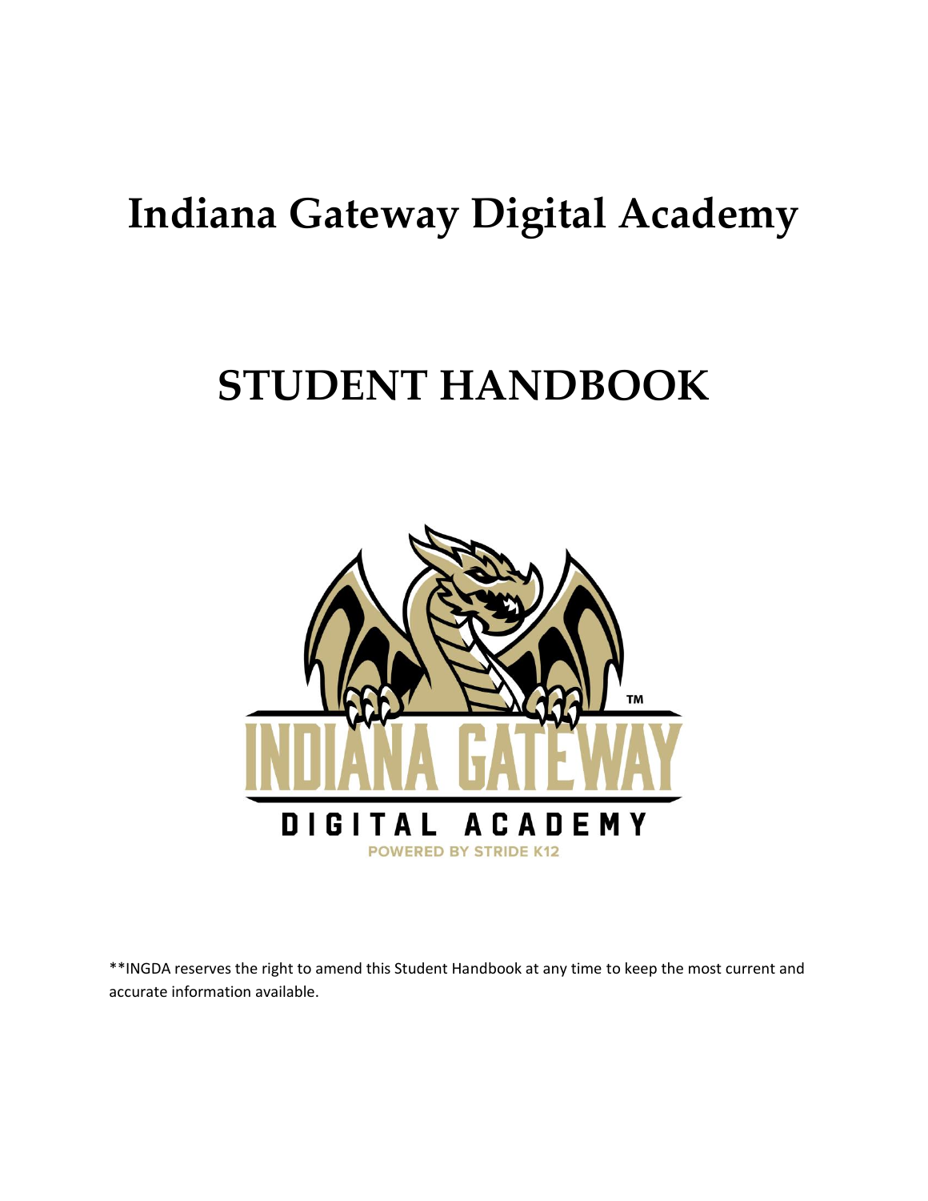# Indiana Gateway Digital Academy

# STUDENT HANDBOOK

**INGDA reserves the right to amend this Student Handbook at any time to keep the most current and accurate information available.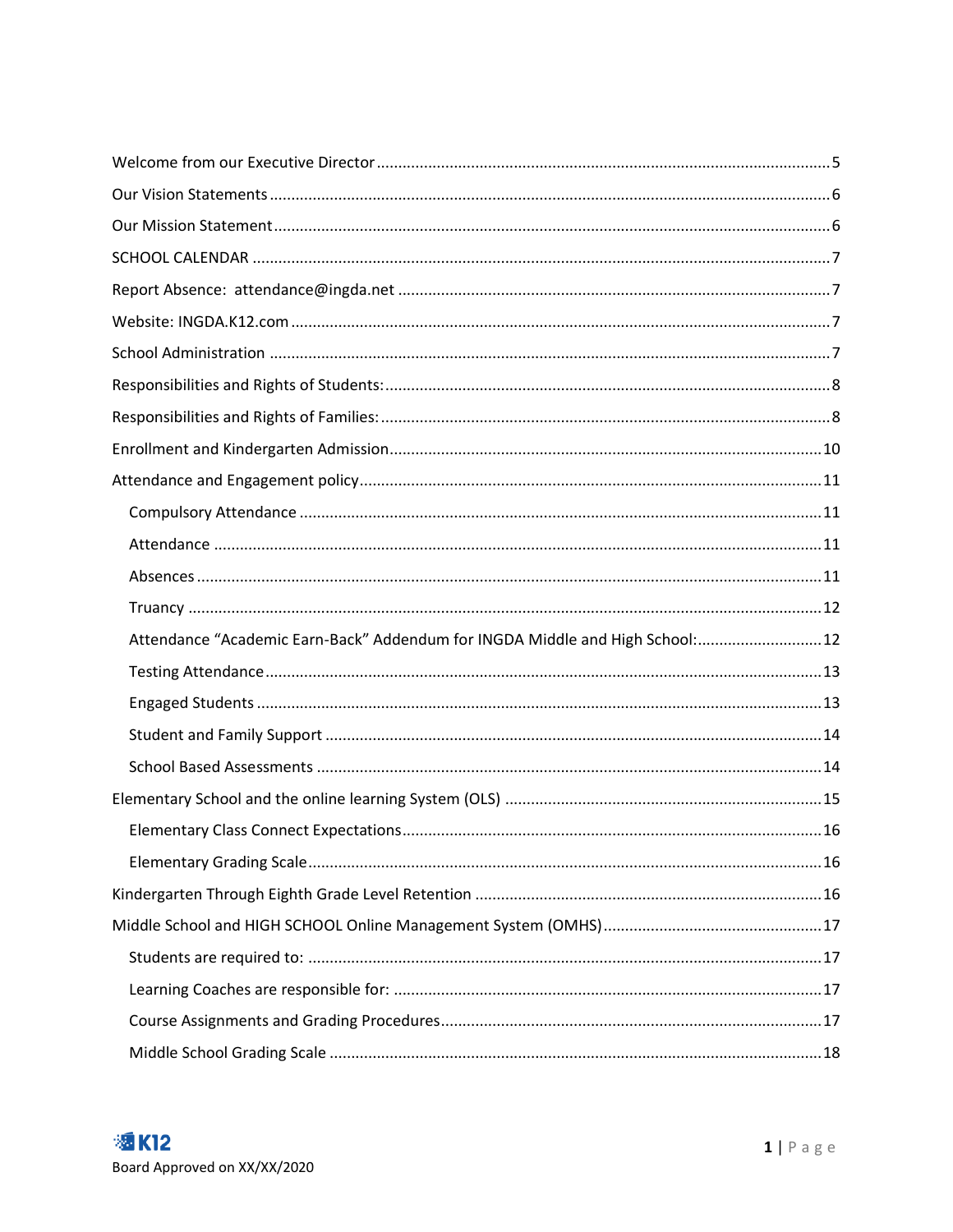Welcome from our Executive Director.......................................................................................................5

Our Vision Statements.................................................................................................................................6

Our Mission Statement.................................................................................................................................6

SCHOOL CALENDAR .....................................................................................................................................7

Report Absence: attendance@ingda.net ...................................................................................................7

Website: INGDA.K12.com ............................................................................................................................7

School Administration .................................................................................................................................7

Responsibilities and Rights of Students:.......................................................................................................8

Responsibilities and Rights of Families:.......................................................................................................8

Enrollment and Kindergarten Admission...................................................................................................10

Attendance and Engagement policy..........................................................................................................11

- Compulsory Attendance ........................................................................................................................11
- Attendance ...........................................................................................................................................11
- Absences ...............................................................................................................................................11
- Truancy ................................................................................................................................................12
- Attendance "Academic Earn-Back" Addendum for INGDA Middle and High School:............................12
- Testing Attendance................................................................................................................................13
- Engaged Students .................................................................................................................................13
- Student and Family Support .................................................................................................................14
- School Based Assessments ....................................................................................................................14

Elementary School and the online learning System (OLS) .........................................................................15

- Elementary Class Connect Expectations................................................................................................16
- Elementary Grading Scale......................................................................................................................16

Kindergarten Through Eighth Grade Level Retention ................................................................................16

Middle School and HIGH SCHOOL Online Management System (OMHS)..................................................17

- Students are required to: ......................................................................................................................17
- Learning Coaches are responsible for: ..................................................................................................17
- Course Assignments and Grading Procedures........................................................................................17
- Middle School Grading Scale .................................................................................................................18

Board Approved on XX/XX/2020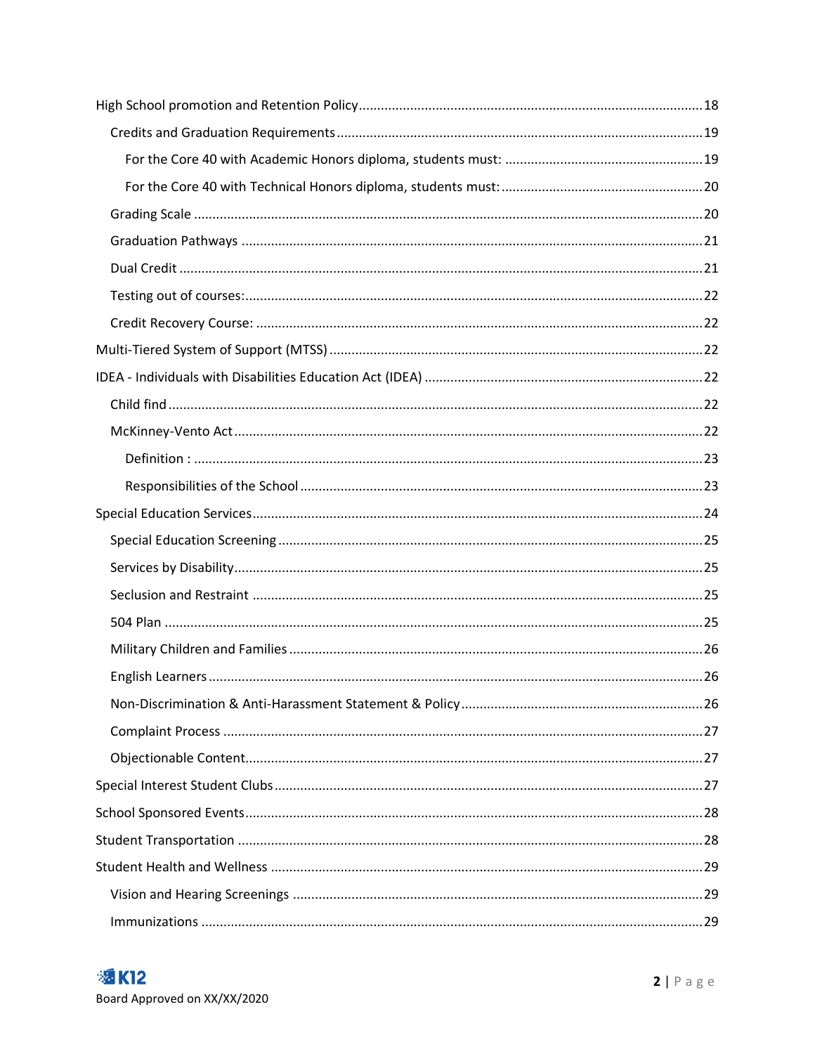High School promotion and Retention Policy .......... 18

- Credits and Graduation Requirements .......... 19
  - For the Core 40 with Academic Honors diploma, students must: .......... 19
  - For the Core 40 with Technical Honors diploma, students must: .......... 20
- Grading Scale .......... 20
- Graduation Pathways .......... 21
- Dual Credit .......... 21
- Testing out of courses: .......... 22
- Credit Recovery Course: .......... 22

Multi-Tiered System of Support (MTSS) .......... 22

IDEA - Individuals with Disabilities Education Act (IDEA) .......... 22

- Child find .......... 22
- McKinney-Vento Act .......... 22
  - Definition : .......... 23
  - Responsibilities of the School .......... 23

Special Education Services .......... 24

- Special Education Screening .......... 25
- Services by Disability .......... 25
- Seclusion and Restraint .......... 25
- 504 Plan .......... 25
- Military Children and Families .......... 26
- English Learners .......... 26
- Non-Discrimination & Anti-Harassment Statement & Policy .......... 26
- Complaint Process .......... 27
- Objectionable Content .......... 27

Special Interest Student Clubs .......... 27

School Sponsored Events .......... 28

Student Transportation .......... 28

Student Health and Wellness .......... 29

- Vision and Hearing Screenings .......... 29
- Immunizations .......... 29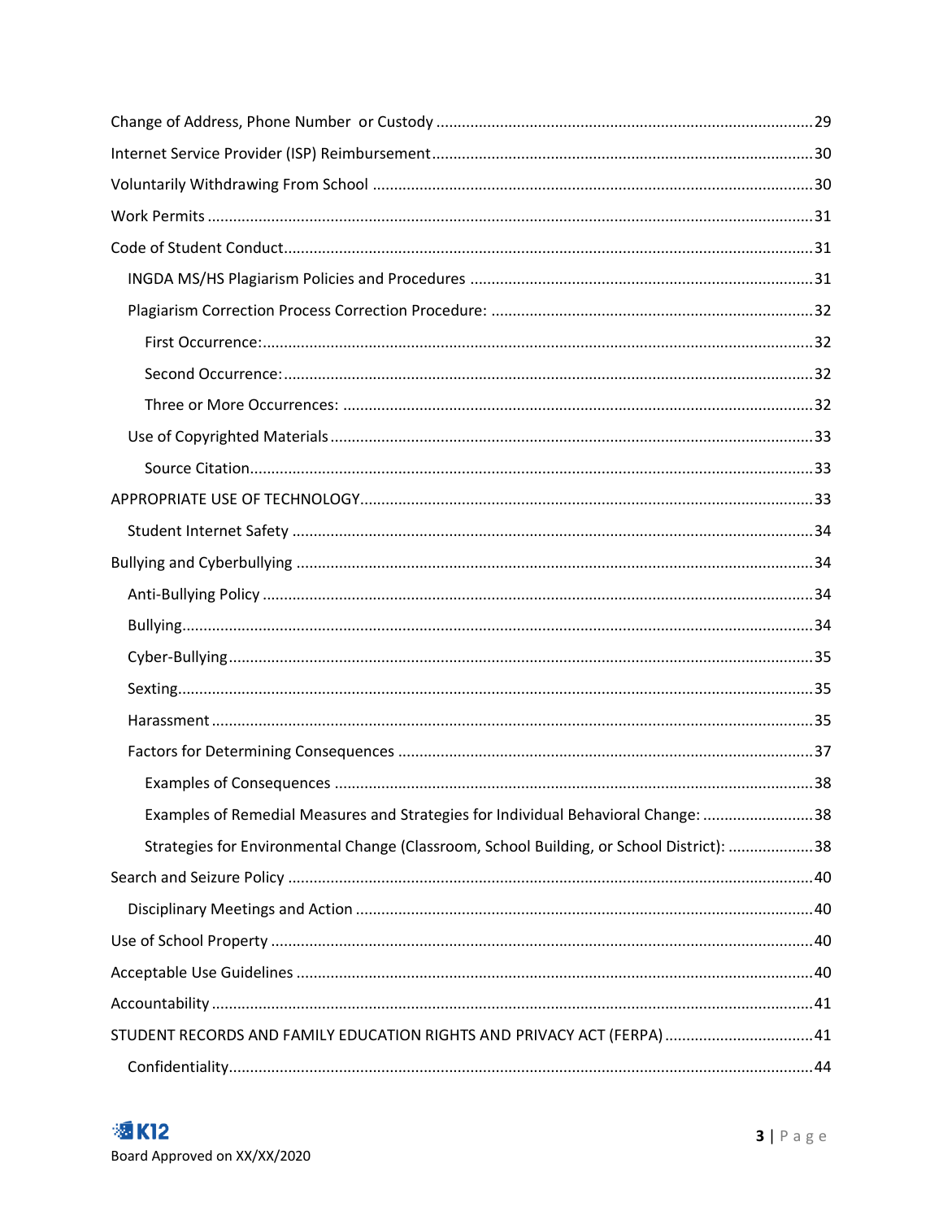- Change of Address, Phone Number or Custody ........ 29
- Internet Service Provider (ISP) Reimbursement ........ 30
- Voluntarily Withdrawing From School ........ 30
- Work Permits ........ 31
- Code of Student Conduct ........ 31
  - INGDA MS/HS Plagiarism Policies and Procedures ........ 31
  - Plagiarism Correction Process Correction Procedure: ........ 32
    - First Occurrence: ........ 32
    - Second Occurrence: ........ 32
    - Three or More Occurrences: ........ 32
  - Use of Copyrighted Materials ........ 33
    - Source Citation ........ 33
- APPROPRIATE USE OF TECHNOLOGY ........ 33
  - Student Internet Safety ........ 34
- Bullying and Cyberbullying ........ 34
  - Anti-Bullying Policy ........ 34
  - Bullying ........ 34
  - Cyber-Bullying ........ 35
  - Sexting ........ 35
  - Harassment ........ 35
  - Factors for Determining Consequences ........ 37
    - Examples of Consequences ........ 38
    - Examples of Remedial Measures and Strategies for Individual Behavioral Change: ........ 38
    - Strategies for Environmental Change (Classroom, School Building, or School District): ........ 38
- Search and Seizure Policy ........ 40
  - Disciplinary Meetings and Action ........ 40
- Use of School Property ........ 40
- Acceptable Use Guidelines ........ 40
- Accountability ........ 41
- STUDENT RECORDS AND FAMILY EDUCATION RIGHTS AND PRIVACY ACT (FERPA) ........ 41
  - Confidentiality ........ 44

Board Approved on XX/XX/2020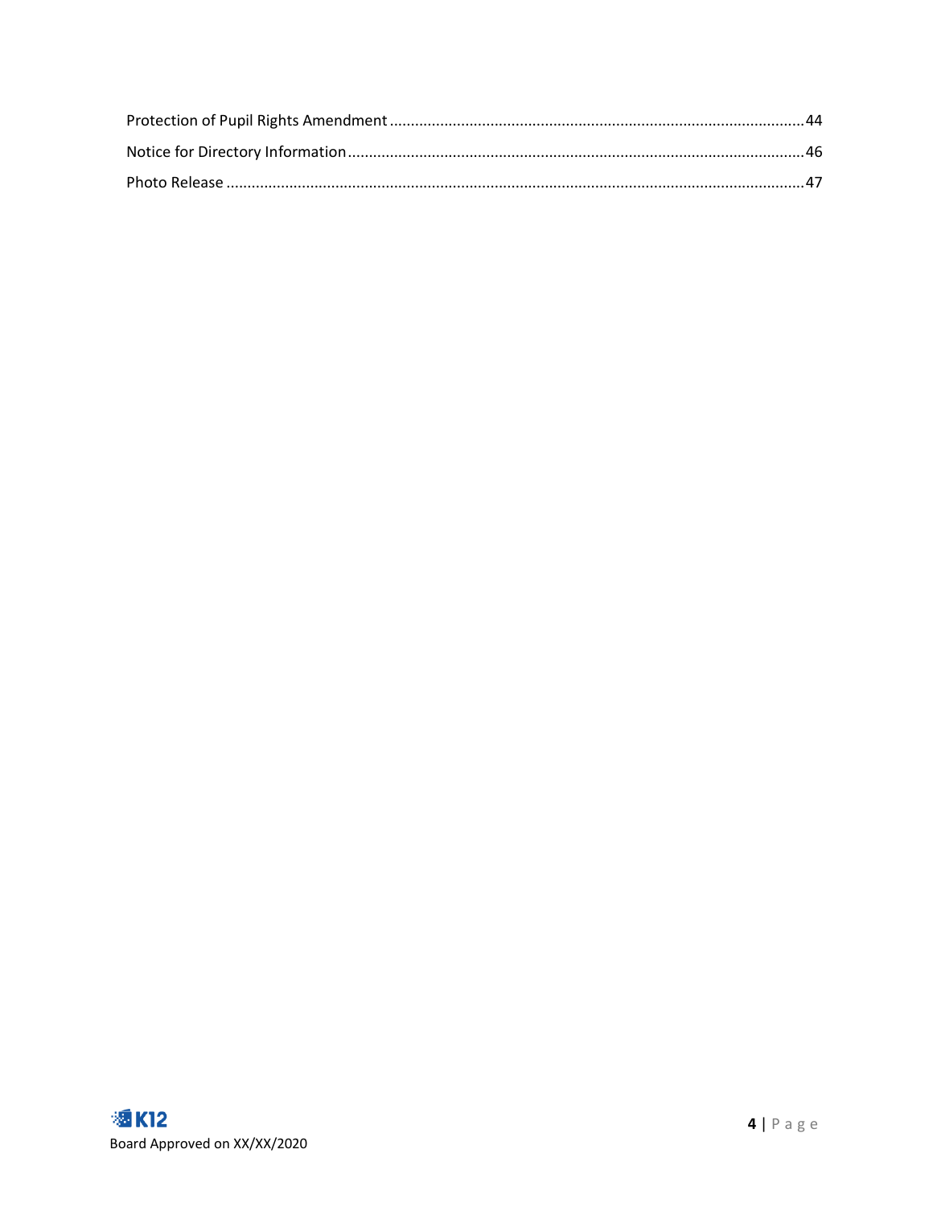Protection of Pupil Rights Amendment ........................................................................................................44

Notice for Directory Information ..................................................................................................................46

Photo Release ...............................................................................................................................................47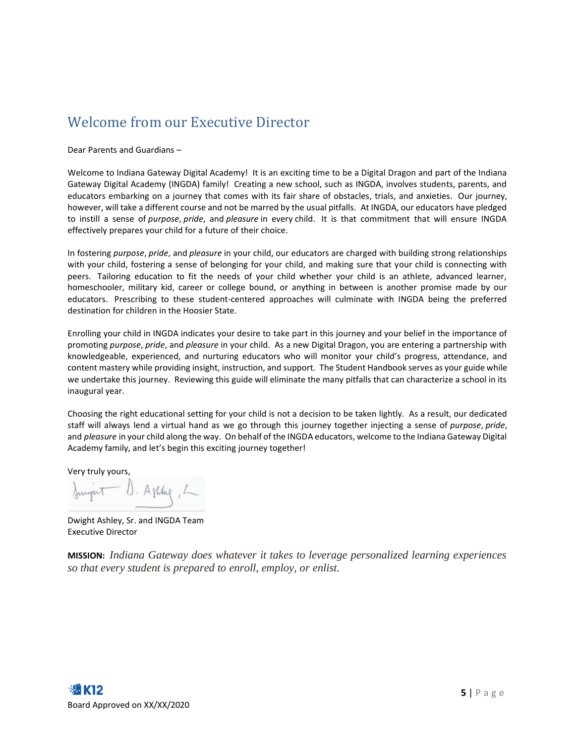## Welcome from our Executive Director

Dear Parents and Guardians –

Welcome to Indiana Gateway Digital Academy! It is an exciting time to be a Digital Dragon and part of the Indiana Gateway Digital Academy (INGDA) family! Creating a new school, such as INGDA, involves students, parents, and educators embarking on a journey that comes with its fair share of obstacles, trials, and anxieties. Our journey, however, will take a different course and not be marred by the usual pitfalls. At INGDA, our educators have pledged to instill a sense of *purpose*, *pride*, and *pleasure* in every child. It is that commitment that will ensure INGDA effectively prepares your child for a future of their choice.

In fostering *purpose*, *pride*, and *pleasure* in your child, our educators are charged with building strong relationships with your child, fostering a sense of belonging for your child, and making sure that your child is connecting with peers. Tailoring education to fit the needs of your child whether your child is an athlete, advanced learner, homeschooler, military kid, career or college bound, or anything in between is another promise made by our educators. Prescribing to these student-centered approaches will culminate with INGDA being the preferred destination for children in the Hoosier State.

Enrolling your child in INGDA indicates your desire to take part in this journey and your belief in the importance of promoting *purpose*, *pride*, and *pleasure* in your child. As a new Digital Dragon, you are entering a partnership with knowledgeable, experienced, and nurturing educators who will monitor your child's progress, attendance, and content mastery while providing insight, instruction, and support. The Student Handbook serves as your guide while we undertake this journey. Reviewing this guide will eliminate the many pitfalls that can characterize a school in its inaugural year.

Choosing the right educational setting for your child is not a decision to be taken lightly. As a result, our dedicated staff will always lend a virtual hand as we go through this journey together injecting a sense of *purpose*, *pride*, and *pleasure* in your child along the way. On behalf of the INGDA educators, welcome to the Indiana Gateway Digital Academy family, and let's begin this exciting journey together!

Very truly yours,

Dwight Ashley, Sr. and INGDA Team
Executive Director

**MISSION:** *Indiana Gateway does whatever it takes to leverage personalized learning experiences so that every student is prepared to enroll, employ, or enlist.*

Board Approved on XX/XX/2020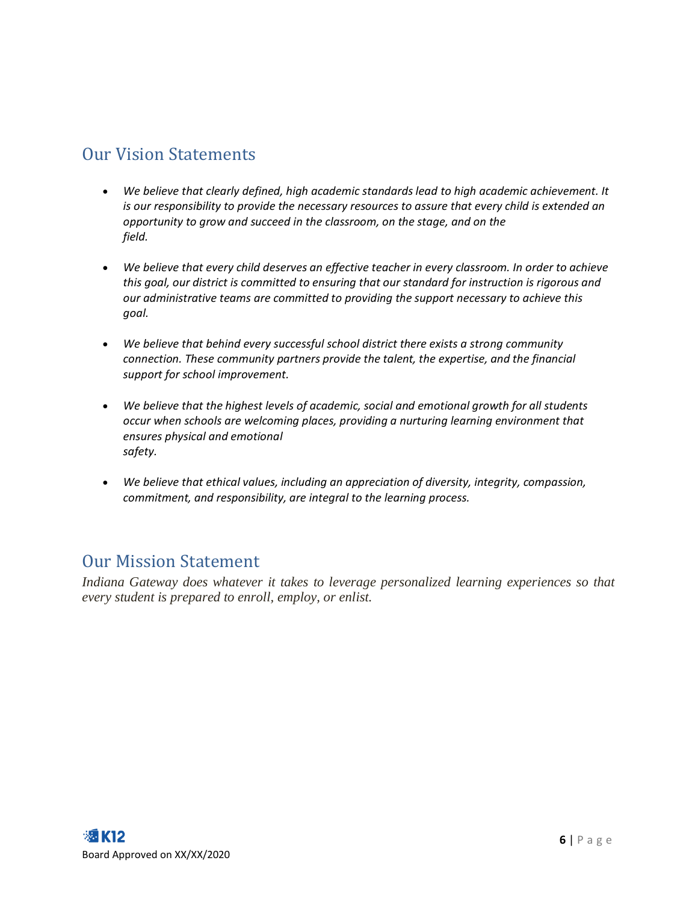## Our Vision Statements

- *We believe that clearly defined, high academic standards lead to high academic achievement. It is our responsibility to provide the necessary resources to assure that every child is extended an opportunity to grow and succeed in the classroom, on the stage, and on the field.*

- *We believe that every child deserves an effective teacher in every classroom. In order to achieve this goal, our district is committed to ensuring that our standard for instruction is rigorous and our administrative teams are committed to providing the support necessary to achieve this goal.*

- *We believe that behind every successful school district there exists a strong community connection. These community partners provide the talent, the expertise, and the financial support for school improvement.*

- *We believe that the highest levels of academic, social and emotional growth for all students occur when schools are welcoming places, providing a nurturing learning environment that ensures physical and emotional safety.*

- *We believe that ethical values, including an appreciation of diversity, integrity, compassion, commitment, and responsibility, are integral to the learning process.*

## Our Mission Statement

*Indiana Gateway does whatever it takes to leverage personalized learning experiences so that every student is prepared to enroll, employ, or enlist.*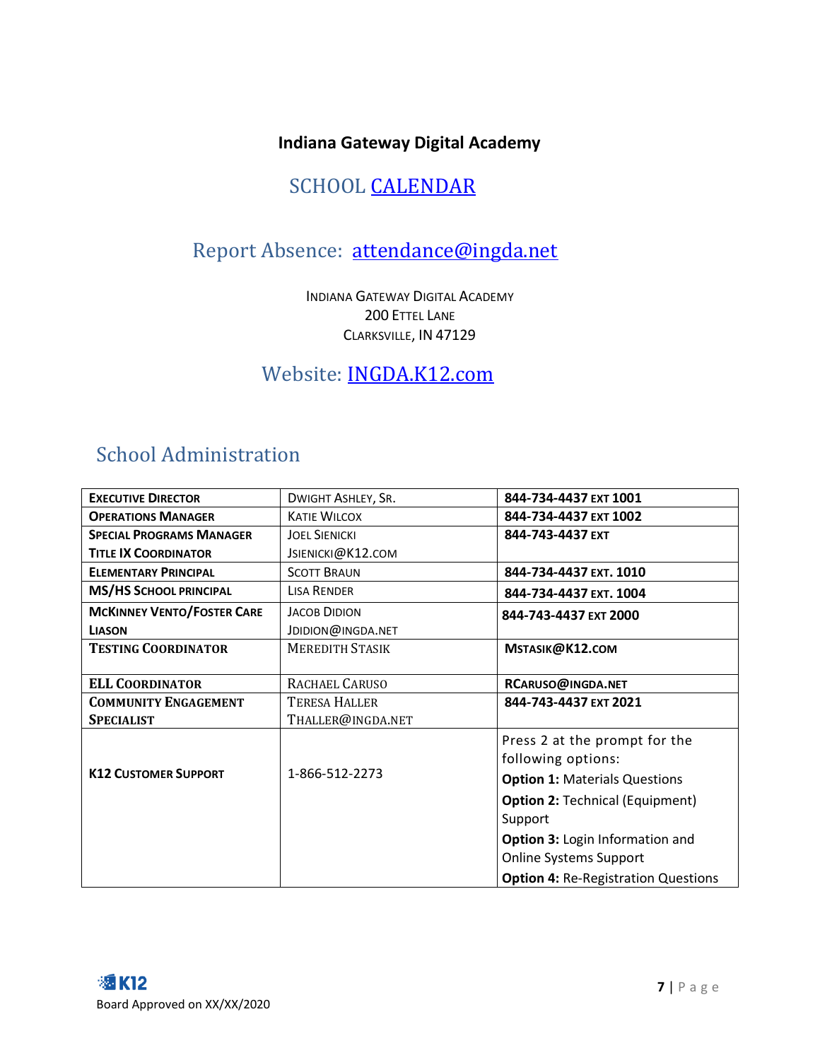**Indiana Gateway Digital Academy**

## SCHOOL CALENDAR

## Report Absence: attendance@ingda.net

INDIANA GATEWAY DIGITAL ACADEMY
200 ETTEL LANE
CLARKSVILLE, IN 47129

## Website: INGDA.K12.com

## School Administration

| | | |
|---|---|---|
| **EXECUTIVE DIRECTOR** | DWIGHT ASHLEY, SR. | **844-734-4437 EXT 1001** |
| **OPERATIONS MANAGER** | KATIE WILCOX | **844-734-4437 EXT 1002** |
| **SPECIAL PROGRAMS MANAGER**<br>**TITLE IX COORDINATOR** | JOEL SIENICKI<br>JSIENICKI@K12.COM | **844-743-4437 EXT** |
| **ELEMENTARY PRINCIPAL** | SCOTT BRAUN | **844-734-4437 EXT. 1010** |
| **MS/HS SCHOOL PRINCIPAL** | LISA RENDER | **844-734-4437 EXT. 1004** |
| **MCKINNEY VENTO/FOSTER CARE LIASON** | JACOB DIDION<br>JDIDION@INGDA.NET | **844-743-4437 EXT 2000** |
| **TESTING COORDINATOR** | MEREDITH STASIK | **MSTASIK@K12.COM** |
| **ELL COORDINATOR** | RACHAEL CARUSO | **RCARUSO@INGDA.NET** |
| **COMMUNITY ENGAGEMENT SPECIALIST** | TERESA HALLER<br>THALLER@INGDA.NET | **844-743-4437 EXT 2021** |
| **K12 CUSTOMER SUPPORT** | 1-866-512-2273 | Press 2 at the prompt for the following options:<br>**Option 1:** Materials Questions<br>**Option 2:** Technical (Equipment) Support<br>**Option 3:** Login Information and Online Systems Support<br>**Option 4:** Re-Registration Questions |

Board Approved on XX/XX/2020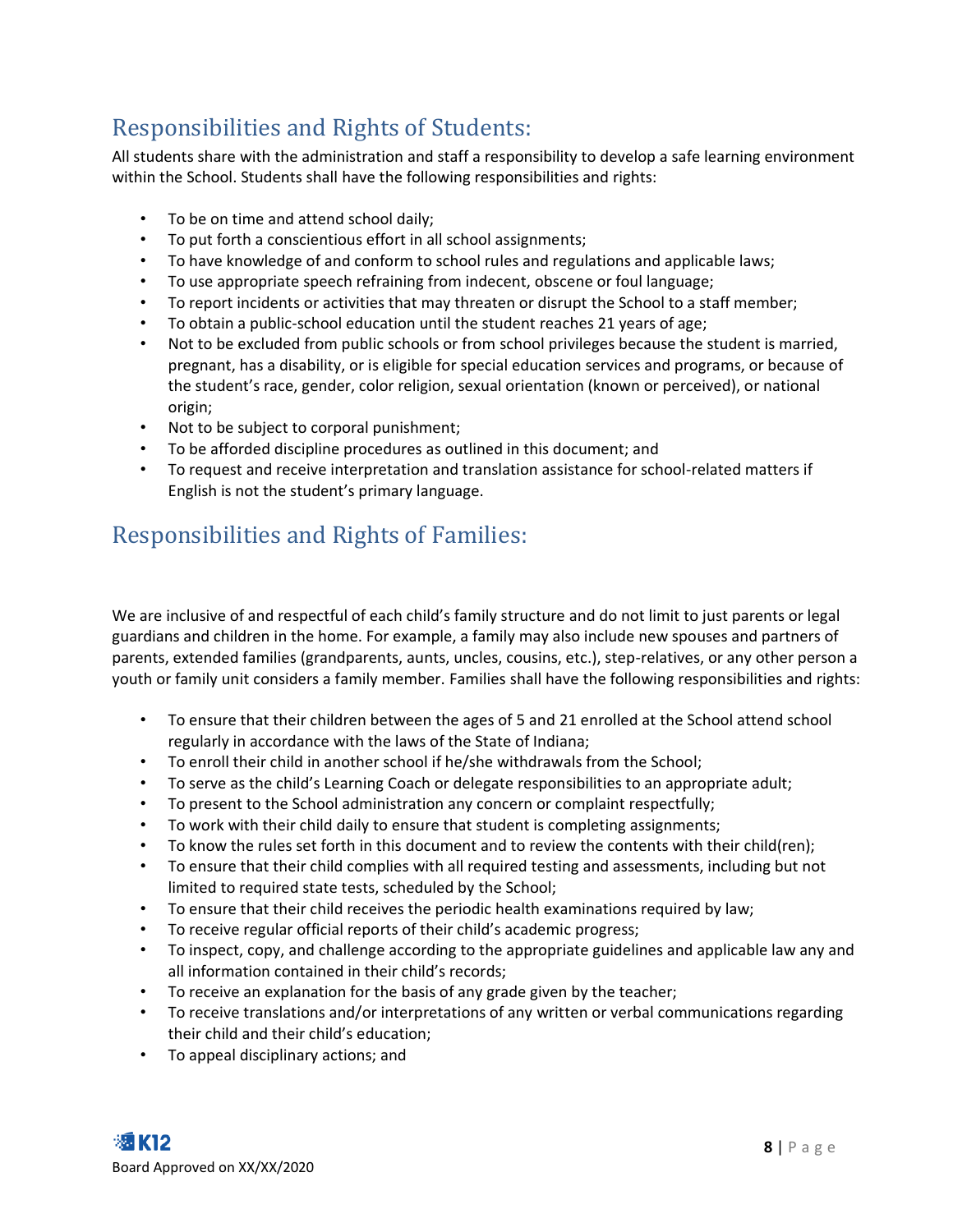## Responsibilities and Rights of Students:

All students share with the administration and staff a responsibility to develop a safe learning environment within the School. Students shall have the following responsibilities and rights:

- To be on time and attend school daily;
- To put forth a conscientious effort in all school assignments;
- To have knowledge of and conform to school rules and regulations and applicable laws;
- To use appropriate speech refraining from indecent, obscene or foul language;
- To report incidents or activities that may threaten or disrupt the School to a staff member;
- To obtain a public-school education until the student reaches 21 years of age;
- Not to be excluded from public schools or from school privileges because the student is married, pregnant, has a disability, or is eligible for special education services and programs, or because of the student's race, gender, color religion, sexual orientation (known or perceived), or national origin;
- Not to be subject to corporal punishment;
- To be afforded discipline procedures as outlined in this document; and
- To request and receive interpretation and translation assistance for school-related matters if English is not the student's primary language.

## Responsibilities and Rights of Families:

We are inclusive of and respectful of each child's family structure and do not limit to just parents or legal guardians and children in the home. For example, a family may also include new spouses and partners of parents, extended families (grandparents, aunts, uncles, cousins, etc.), step-relatives, or any other person a youth or family unit considers a family member. Families shall have the following responsibilities and rights:

- To ensure that their children between the ages of 5 and 21 enrolled at the School attend school regularly in accordance with the laws of the State of Indiana;
- To enroll their child in another school if he/she withdrawals from the School;
- To serve as the child's Learning Coach or delegate responsibilities to an appropriate adult;
- To present to the School administration any concern or complaint respectfully;
- To work with their child daily to ensure that student is completing assignments;
- To know the rules set forth in this document and to review the contents with their child(ren);
- To ensure that their child complies with all required testing and assessments, including but not limited to required state tests, scheduled by the School;
- To ensure that their child receives the periodic health examinations required by law;
- To receive regular official reports of their child's academic progress;
- To inspect, copy, and challenge according to the appropriate guidelines and applicable law any and all information contained in their child's records;
- To receive an explanation for the basis of any grade given by the teacher;
- To receive translations and/or interpretations of any written or verbal communications regarding their child and their child's education;
- To appeal disciplinary actions; and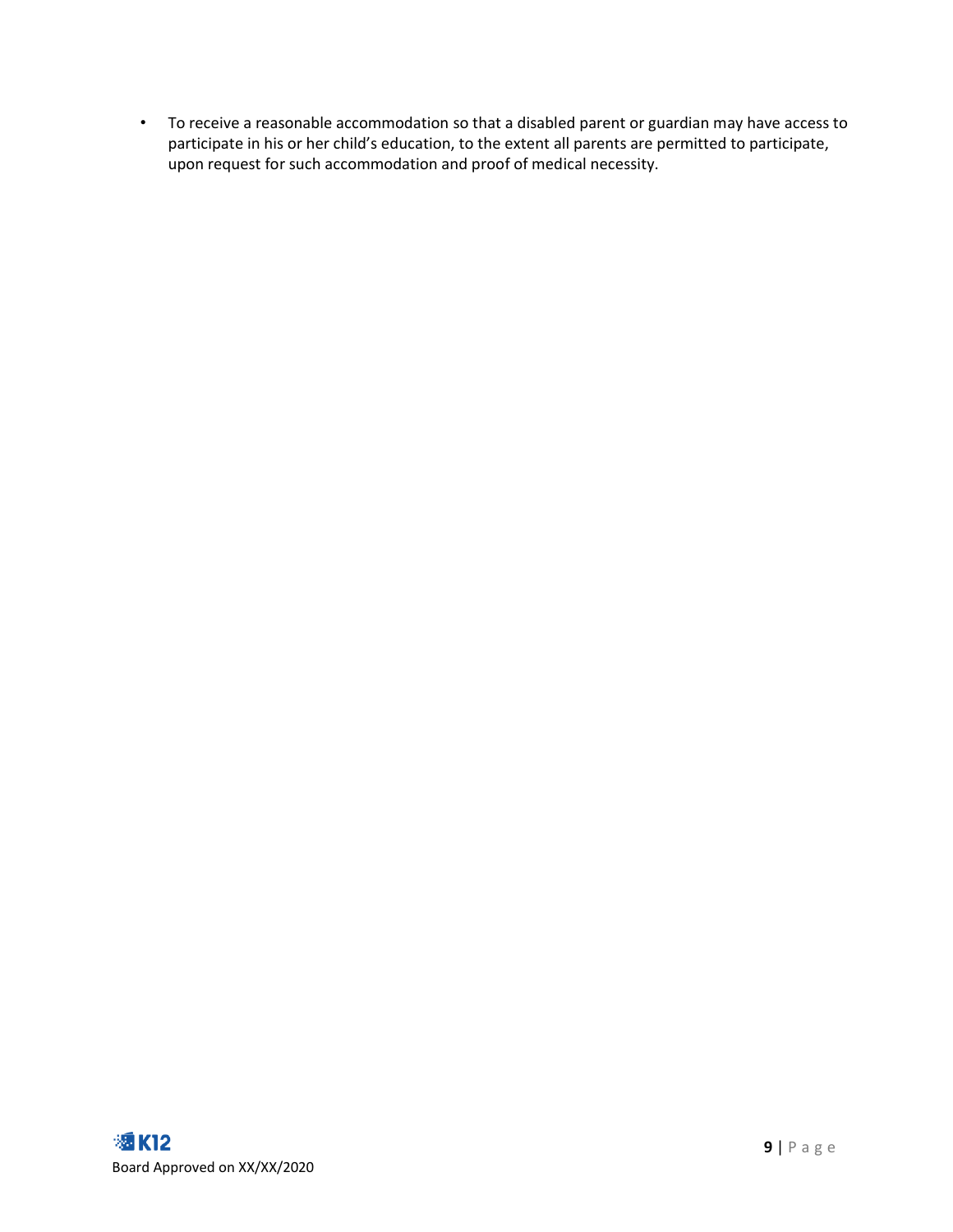- To receive a reasonable accommodation so that a disabled parent or guardian may have access to participate in his or her child's education, to the extent all parents are permitted to participate, upon request for such accommodation and proof of medical necessity.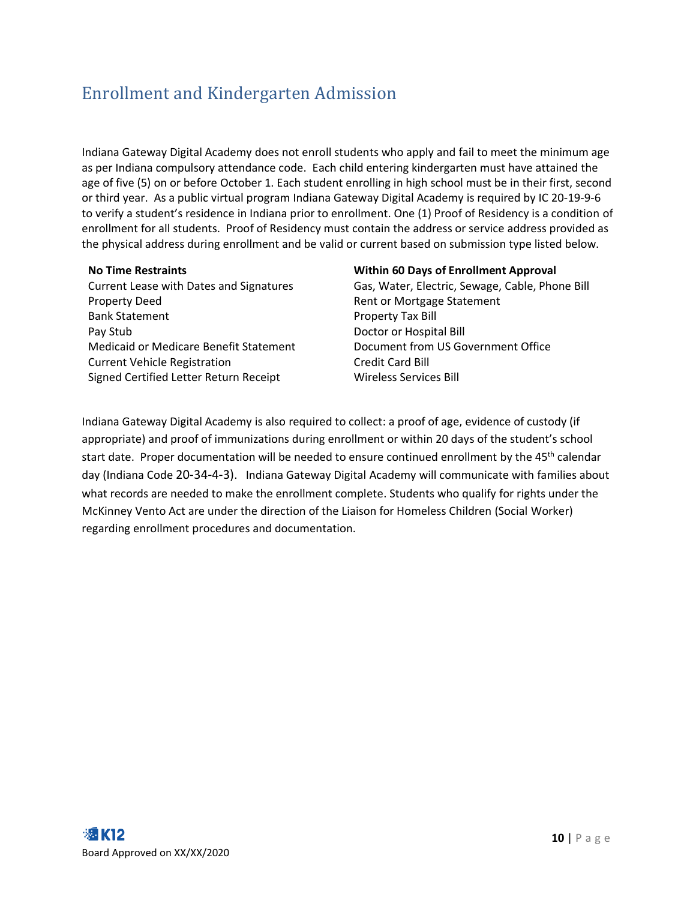## Enrollment and Kindergarten Admission

Indiana Gateway Digital Academy does not enroll students who apply and fail to meet the minimum age as per Indiana compulsory attendance code. Each child entering kindergarten must have attained the age of five (5) on or before October 1. Each student enrolling in high school must be in their first, second or third year. As a public virtual program Indiana Gateway Digital Academy is required by IC 20-19-9-6 to verify a student's residence in Indiana prior to enrollment. One (1) Proof of Residency is a condition of enrollment for all students. Proof of Residency must contain the address or service address provided as the physical address during enrollment and be valid or current based on submission type listed below.

| No Time Restraints | Within 60 Days of Enrollment Approval |
| --- | --- |
| Current Lease with Dates and Signatures | Gas, Water, Electric, Sewage, Cable, Phone Bill |
| Property Deed | Rent or Mortgage Statement |
| Bank Statement | Property Tax Bill |
| Pay Stub | Doctor or Hospital Bill |
| Medicaid or Medicare Benefit Statement | Document from US Government Office |
| Current Vehicle Registration | Credit Card Bill |
| Signed Certified Letter Return Receipt | Wireless Services Bill |

Indiana Gateway Digital Academy is also required to collect: a proof of age, evidence of custody (if appropriate) and proof of immunizations during enrollment or within 20 days of the student's school start date. Proper documentation will be needed to ensure continued enrollment by the 45th calendar day (Indiana Code 20-34-4-3). Indiana Gateway Digital Academy will communicate with families about what records are needed to make the enrollment complete. Students who qualify for rights under the McKinney Vento Act are under the direction of the Liaison for Homeless Children (Social Worker) regarding enrollment procedures and documentation.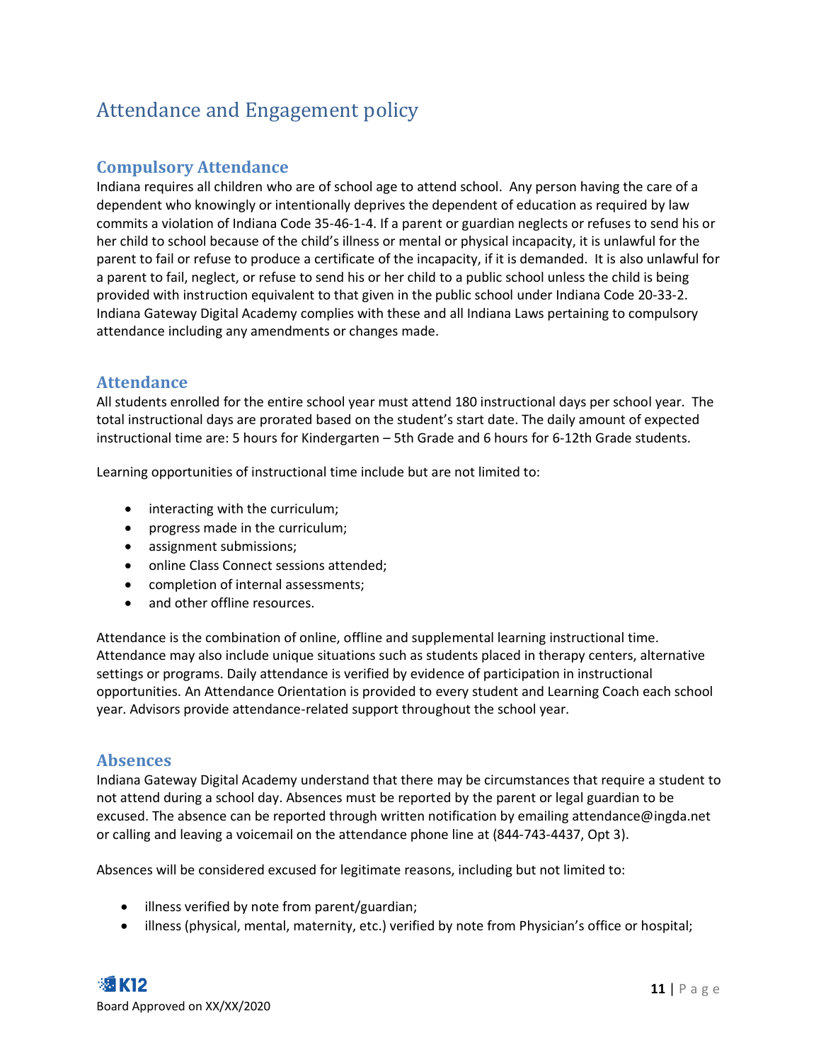# Attendance and Engagement policy

## Compulsory Attendance

Indiana requires all children who are of school age to attend school. Any person having the care of a dependent who knowingly or intentionally deprives the dependent of education as required by law commits a violation of Indiana Code 35-46-1-4. If a parent or guardian neglects or refuses to send his or her child to school because of the child's illness or mental or physical incapacity, it is unlawful for the parent to fail or refuse to produce a certificate of the incapacity, if it is demanded. It is also unlawful for a parent to fail, neglect, or refuse to send his or her child to a public school unless the child is being provided with instruction equivalent to that given in the public school under Indiana Code 20-33-2. Indiana Gateway Digital Academy complies with these and all Indiana Laws pertaining to compulsory attendance including any amendments or changes made.

## Attendance

All students enrolled for the entire school year must attend 180 instructional days per school year. The total instructional days are prorated based on the student's start date. The daily amount of expected instructional time are: 5 hours for Kindergarten – 5th Grade and 6 hours for 6-12th Grade students.

Learning opportunities of instructional time include but are not limited to:

- interacting with the curriculum;
- progress made in the curriculum;
- assignment submissions;
- online Class Connect sessions attended;
- completion of internal assessments;
- and other offline resources.

Attendance is the combination of online, offline and supplemental learning instructional time. Attendance may also include unique situations such as students placed in therapy centers, alternative settings or programs. Daily attendance is verified by evidence of participation in instructional opportunities. An Attendance Orientation is provided to every student and Learning Coach each school year. Advisors provide attendance-related support throughout the school year.

## Absences

Indiana Gateway Digital Academy understand that there may be circumstances that require a student to not attend during a school day. Absences must be reported by the parent or legal guardian to be excused. The absence can be reported through written notification by emailing attendance@ingda.net or calling and leaving a voicemail on the attendance phone line at (844-743-4437, Opt 3).

Absences will be considered excused for legitimate reasons, including but not limited to:

- illness verified by note from parent/guardian;
- illness (physical, mental, maternity, etc.) verified by note from Physician's office or hospital;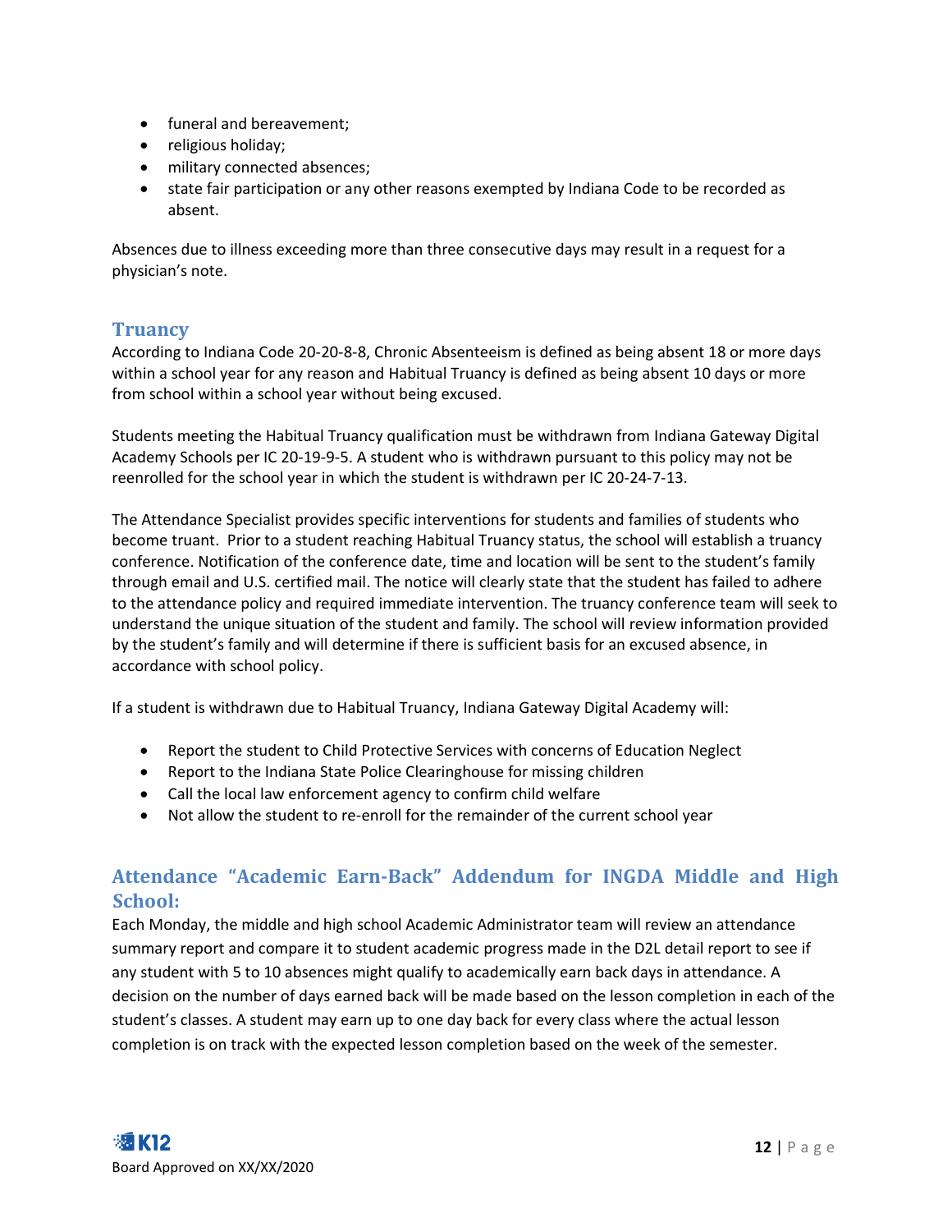- funeral and bereavement;
- religious holiday;
- military connected absences;
- state fair participation or any other reasons exempted by Indiana Code to be recorded as absent.

Absences due to illness exceeding more than three consecutive days may result in a request for a physician's note.

## Truancy

According to Indiana Code 20-20-8-8, Chronic Absenteeism is defined as being absent 18 or more days within a school year for any reason and Habitual Truancy is defined as being absent 10 days or more from school within a school year without being excused.

Students meeting the Habitual Truancy qualification must be withdrawn from Indiana Gateway Digital Academy Schools per IC 20-19-9-5. A student who is withdrawn pursuant to this policy may not be reenrolled for the school year in which the student is withdrawn per IC 20-24-7-13.

The Attendance Specialist provides specific interventions for students and families of students who become truant. Prior to a student reaching Habitual Truancy status, the school will establish a truancy conference. Notification of the conference date, time and location will be sent to the student's family through email and U.S. certified mail. The notice will clearly state that the student has failed to adhere to the attendance policy and required immediate intervention. The truancy conference team will seek to understand the unique situation of the student and family. The school will review information provided by the student's family and will determine if there is sufficient basis for an excused absence, in accordance with school policy.

If a student is withdrawn due to Habitual Truancy, Indiana Gateway Digital Academy will:

- Report the student to Child Protective Services with concerns of Education Neglect
- Report to the Indiana State Police Clearinghouse for missing children
- Call the local law enforcement agency to confirm child welfare
- Not allow the student to re-enroll for the remainder of the current school year

## Attendance "Academic Earn-Back" Addendum for INGDA Middle and High School:

Each Monday, the middle and high school Academic Administrator team will review an attendance summary report and compare it to student academic progress made in the D2L detail report to see if any student with 5 to 10 absences might qualify to academically earn back days in attendance. A decision on the number of days earned back will be made based on the lesson completion in each of the student's classes. A student may earn up to one day back for every class where the actual lesson completion is on track with the expected lesson completion based on the week of the semester.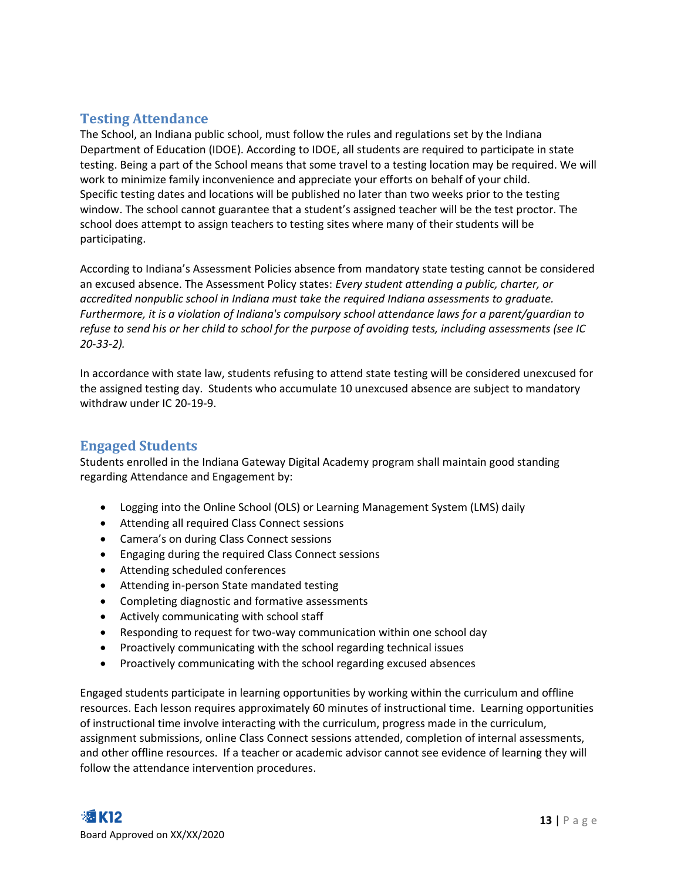## Testing Attendance

The School, an Indiana public school, must follow the rules and regulations set by the Indiana Department of Education (IDOE). According to IDOE, all students are required to participate in state testing. Being a part of the School means that some travel to a testing location may be required. We will work to minimize family inconvenience and appreciate your efforts on behalf of your child. Specific testing dates and locations will be published no later than two weeks prior to the testing window. The school cannot guarantee that a student's assigned teacher will be the test proctor. The school does attempt to assign teachers to testing sites where many of their students will be participating.

According to Indiana's Assessment Policies absence from mandatory state testing cannot be considered an excused absence. The Assessment Policy states: *Every student attending a public, charter, or accredited nonpublic school in Indiana must take the required Indiana assessments to graduate. Furthermore, it is a violation of Indiana's compulsory school attendance laws for a parent/guardian to refuse to send his or her child to school for the purpose of avoiding tests, including assessments (see IC 20-33-2).*

In accordance with state law, students refusing to attend state testing will be considered unexcused for the assigned testing day. Students who accumulate 10 unexcused absence are subject to mandatory withdraw under IC 20-19-9.

## Engaged Students

Students enrolled in the Indiana Gateway Digital Academy program shall maintain good standing regarding Attendance and Engagement by:

- Logging into the Online School (OLS) or Learning Management System (LMS) daily
- Attending all required Class Connect sessions
- Camera's on during Class Connect sessions
- Engaging during the required Class Connect sessions
- Attending scheduled conferences
- Attending in-person State mandated testing
- Completing diagnostic and formative assessments
- Actively communicating with school staff
- Responding to request for two-way communication within one school day
- Proactively communicating with the school regarding technical issues
- Proactively communicating with the school regarding excused absences

Engaged students participate in learning opportunities by working within the curriculum and offline resources. Each lesson requires approximately 60 minutes of instructional time. Learning opportunities of instructional time involve interacting with the curriculum, progress made in the curriculum, assignment submissions, online Class Connect sessions attended, completion of internal assessments, and other offline resources. If a teacher or academic advisor cannot see evidence of learning they will follow the attendance intervention procedures.

Board Approved on XX/XX/2020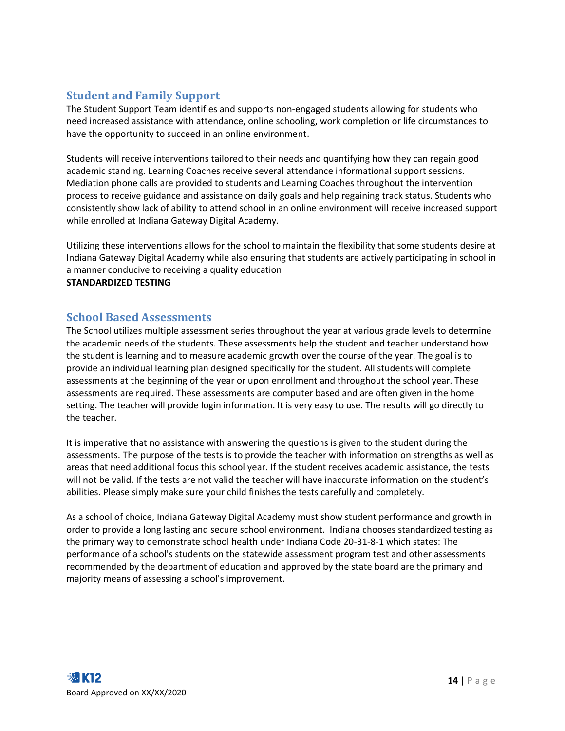## Student and Family Support

The Student Support Team identifies and supports non-engaged students allowing for students who need increased assistance with attendance, online schooling, work completion or life circumstances to have the opportunity to succeed in an online environment.

Students will receive interventions tailored to their needs and quantifying how they can regain good academic standing. Learning Coaches receive several attendance informational support sessions. Mediation phone calls are provided to students and Learning Coaches throughout the intervention process to receive guidance and assistance on daily goals and help regaining track status. Students who consistently show lack of ability to attend school in an online environment will receive increased support while enrolled at Indiana Gateway Digital Academy.

Utilizing these interventions allows for the school to maintain the flexibility that some students desire at Indiana Gateway Digital Academy while also ensuring that students are actively participating in school in a manner conducive to receiving a quality education

**STANDARDIZED TESTING**

## School Based Assessments

The School utilizes multiple assessment series throughout the year at various grade levels to determine the academic needs of the students. These assessments help the student and teacher understand how the student is learning and to measure academic growth over the course of the year. The goal is to provide an individual learning plan designed specifically for the student. All students will complete assessments at the beginning of the year or upon enrollment and throughout the school year. These assessments are required. These assessments are computer based and are often given in the home setting. The teacher will provide login information. It is very easy to use. The results will go directly to the teacher.

It is imperative that no assistance with answering the questions is given to the student during the assessments. The purpose of the tests is to provide the teacher with information on strengths as well as areas that need additional focus this school year. If the student receives academic assistance, the tests will not be valid. If the tests are not valid the teacher will have inaccurate information on the student's abilities. Please simply make sure your child finishes the tests carefully and completely.

As a school of choice, Indiana Gateway Digital Academy must show student performance and growth in order to provide a long lasting and secure school environment. Indiana chooses standardized testing as the primary way to demonstrate school health under Indiana Code 20-31-8-1 which states: The performance of a school's students on the statewide assessment program test and other assessments recommended by the department of education and approved by the state board are the primary and majority means of assessing a school's improvement.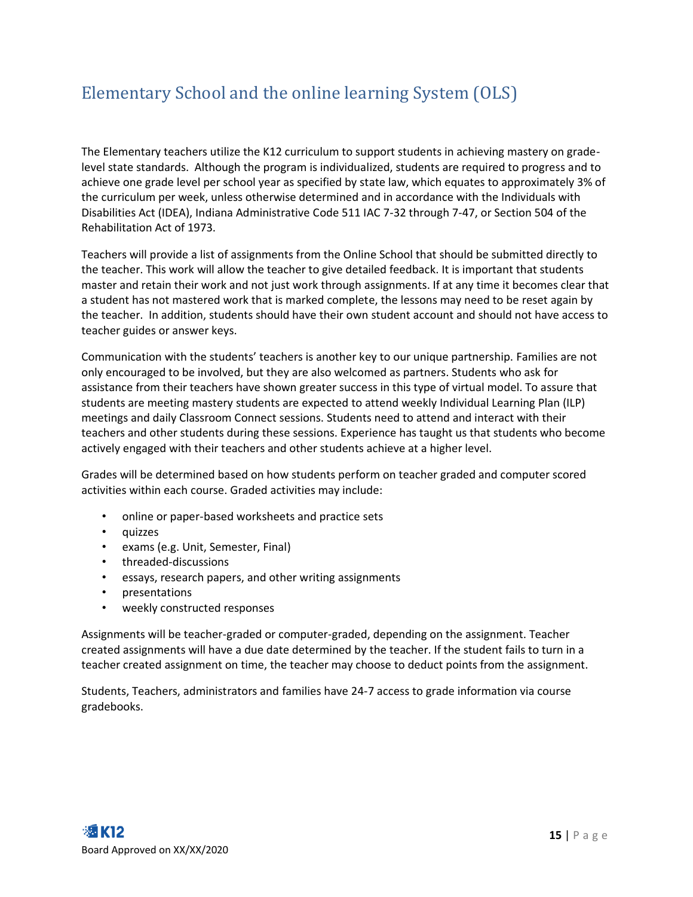## Elementary School and the online learning System (OLS)

The Elementary teachers utilize the K12 curriculum to support students in achieving mastery on grade-level state standards. Although the program is individualized, students are required to progress and to achieve one grade level per school year as specified by state law, which equates to approximately 3% of the curriculum per week, unless otherwise determined and in accordance with the Individuals with Disabilities Act (IDEA), Indiana Administrative Code 511 IAC 7-32 through 7-47, or Section 504 of the Rehabilitation Act of 1973.

Teachers will provide a list of assignments from the Online School that should be submitted directly to the teacher. This work will allow the teacher to give detailed feedback. It is important that students master and retain their work and not just work through assignments. If at any time it becomes clear that a student has not mastered work that is marked complete, the lessons may need to be reset again by the teacher. In addition, students should have their own student account and should not have access to teacher guides or answer keys.

Communication with the students' teachers is another key to our unique partnership. Families are not only encouraged to be involved, but they are also welcomed as partners. Students who ask for assistance from their teachers have shown greater success in this type of virtual model. To assure that students are meeting mastery students are expected to attend weekly Individual Learning Plan (ILP) meetings and daily Classroom Connect sessions. Students need to attend and interact with their teachers and other students during these sessions. Experience has taught us that students who become actively engaged with their teachers and other students achieve at a higher level.

Grades will be determined based on how students perform on teacher graded and computer scored activities within each course. Graded activities may include:

- online or paper-based worksheets and practice sets
- quizzes
- exams (e.g. Unit, Semester, Final)
- threaded-discussions
- essays, research papers, and other writing assignments
- presentations
- weekly constructed responses

Assignments will be teacher-graded or computer-graded, depending on the assignment. Teacher created assignments will have a due date determined by the teacher. If the student fails to turn in a teacher created assignment on time, the teacher may choose to deduct points from the assignment.

Students, Teachers, administrators and families have 24-7 access to grade information via course gradebooks.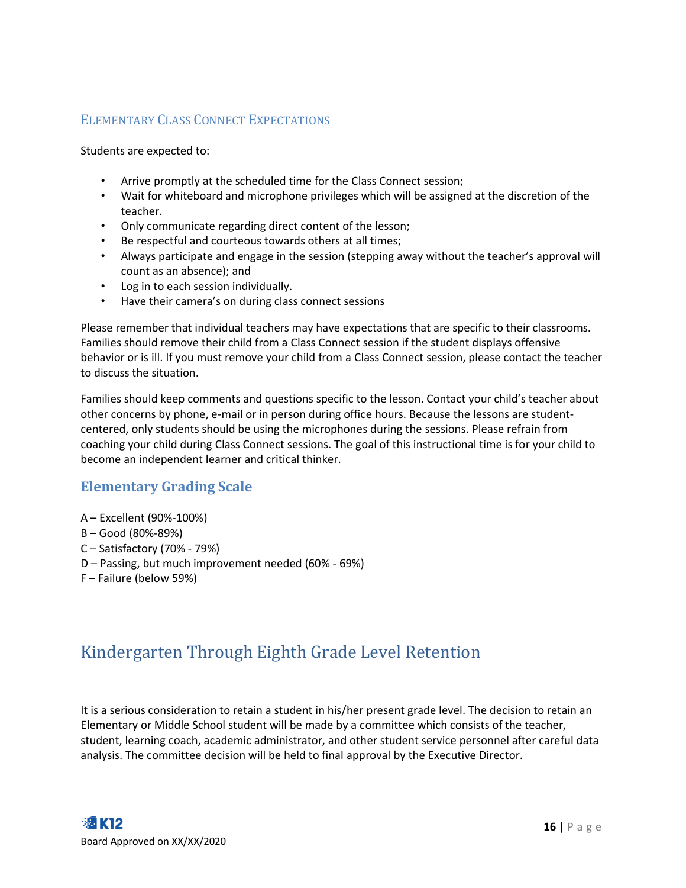### Elementary Class Connect Expectations

Students are expected to:

- Arrive promptly at the scheduled time for the Class Connect session;
- Wait for whiteboard and microphone privileges which will be assigned at the discretion of the teacher.
- Only communicate regarding direct content of the lesson;
- Be respectful and courteous towards others at all times;
- Always participate and engage in the session (stepping away without the teacher's approval will count as an absence); and
- Log in to each session individually.
- Have their camera's on during class connect sessions

Please remember that individual teachers may have expectations that are specific to their classrooms. Families should remove their child from a Class Connect session if the student displays offensive behavior or is ill. If you must remove your child from a Class Connect session, please contact the teacher to discuss the situation.

Families should keep comments and questions specific to the lesson. Contact your child's teacher about other concerns by phone, e-mail or in person during office hours. Because the lessons are student-centered, only students should be using the microphones during the sessions. Please refrain from coaching your child during Class Connect sessions. The goal of this instructional time is for your child to become an independent learner and critical thinker.

## Elementary Grading Scale

A – Excellent (90%-100%)
B – Good (80%-89%)
C – Satisfactory (70% - 79%)
D – Passing, but much improvement needed (60% - 69%)
F – Failure (below 59%)

# Kindergarten Through Eighth Grade Level Retention

It is a serious consideration to retain a student in his/her present grade level. The decision to retain an Elementary or Middle School student will be made by a committee which consists of the teacher, student, learning coach, academic administrator, and other student service personnel after careful data analysis. The committee decision will be held to final approval by the Executive Director.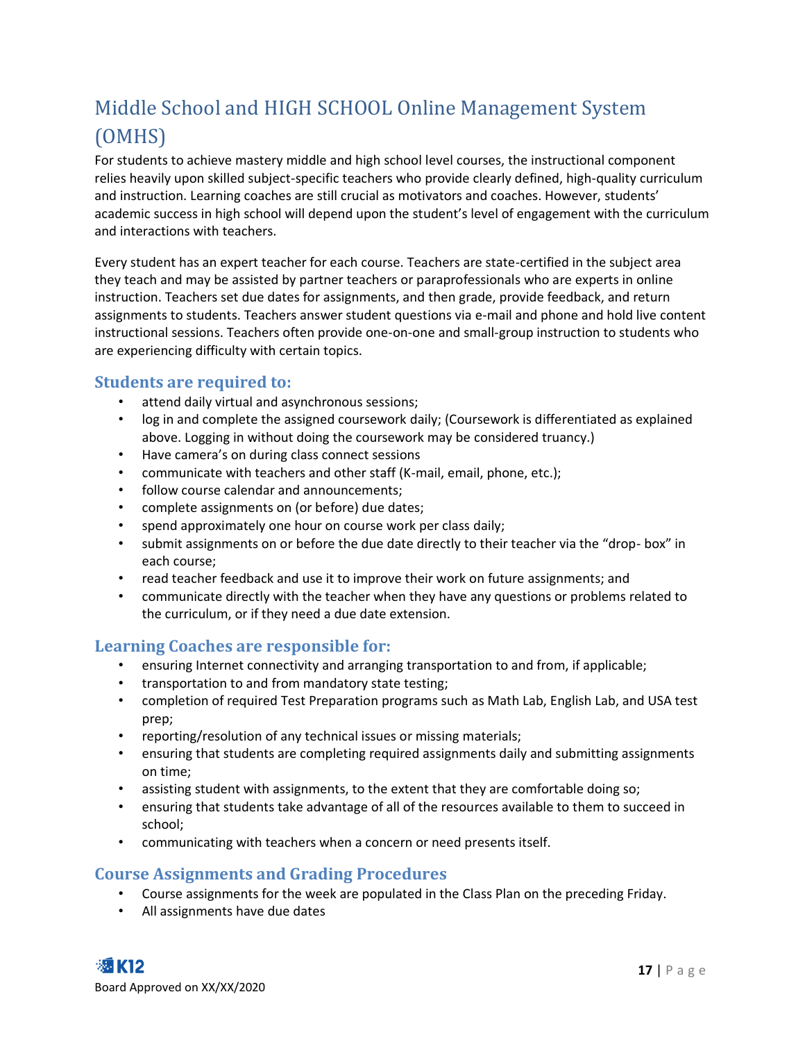# Middle School and HIGH SCHOOL Online Management System (OMHS)

For students to achieve mastery middle and high school level courses, the instructional component relies heavily upon skilled subject-specific teachers who provide clearly defined, high-quality curriculum and instruction. Learning coaches are still crucial as motivators and coaches. However, students' academic success in high school will depend upon the student's level of engagement with the curriculum and interactions with teachers.

Every student has an expert teacher for each course. Teachers are state-certified in the subject area they teach and may be assisted by partner teachers or paraprofessionals who are experts in online instruction. Teachers set due dates for assignments, and then grade, provide feedback, and return assignments to students. Teachers answer student questions via e-mail and phone and hold live content instructional sessions. Teachers often provide one-on-one and small-group instruction to students who are experiencing difficulty with certain topics.

## Students are required to:

- attend daily virtual and asynchronous sessions;
- log in and complete the assigned coursework daily; (Coursework is differentiated as explained above. Logging in without doing the coursework may be considered truancy.)
- Have camera's on during class connect sessions
- communicate with teachers and other staff (K-mail, email, phone, etc.);
- follow course calendar and announcements;
- complete assignments on (or before) due dates;
- spend approximately one hour on course work per class daily;
- submit assignments on or before the due date directly to their teacher via the "drop- box" in each course;
- read teacher feedback and use it to improve their work on future assignments; and
- communicate directly with the teacher when they have any questions or problems related to the curriculum, or if they need a due date extension.

## Learning Coaches are responsible for:

- ensuring Internet connectivity and arranging transportation to and from, if applicable;
- transportation to and from mandatory state testing;
- completion of required Test Preparation programs such as Math Lab, English Lab, and USA test prep;
- reporting/resolution of any technical issues or missing materials;
- ensuring that students are completing required assignments daily and submitting assignments on time;
- assisting student with assignments, to the extent that they are comfortable doing so;
- ensuring that students take advantage of all of the resources available to them to succeed in school;
- communicating with teachers when a concern or need presents itself.

## Course Assignments and Grading Procedures

- Course assignments for the week are populated in the Class Plan on the preceding Friday.
- All assignments have due dates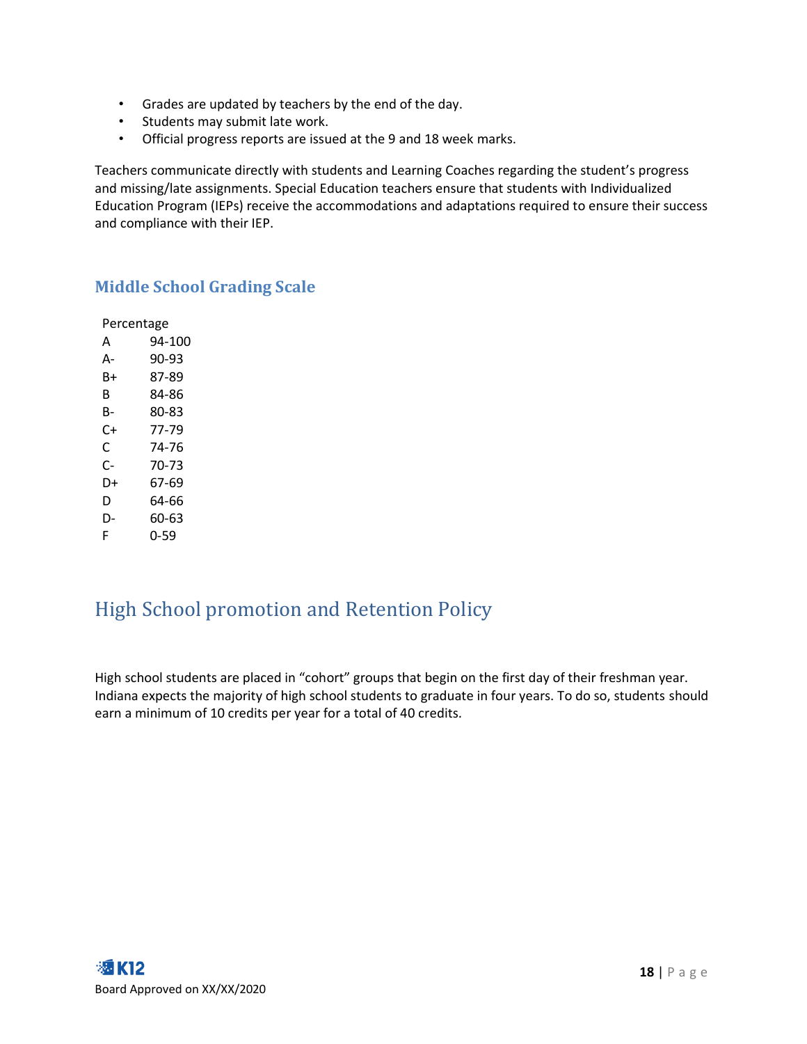- Grades are updated by teachers by the end of the day.
- Students may submit late work.
- Official progress reports are issued at the 9 and 18 week marks.

Teachers communicate directly with students and Learning Coaches regarding the student's progress and missing/late assignments. Special Education teachers ensure that students with Individualized Education Program (IEPs) receive the accommodations and adaptations required to ensure their success and compliance with their IEP.

### Middle School Grading Scale

| | Percentage |
|---|---|
| A | 94-100 |
| A- | 90-93 |
| B+ | 87-89 |
| B | 84-86 |
| B- | 80-83 |
| C+ | 77-79 |
| C | 74-76 |
| C- | 70-73 |
| D+ | 67-69 |
| D | 64-66 |
| D- | 60-63 |
| F | 0-59 |

## High School promotion and Retention Policy

High school students are placed in "cohort" groups that begin on the first day of their freshman year. Indiana expects the majority of high school students to graduate in four years. To do so, students should earn a minimum of 10 credits per year for a total of 40 credits.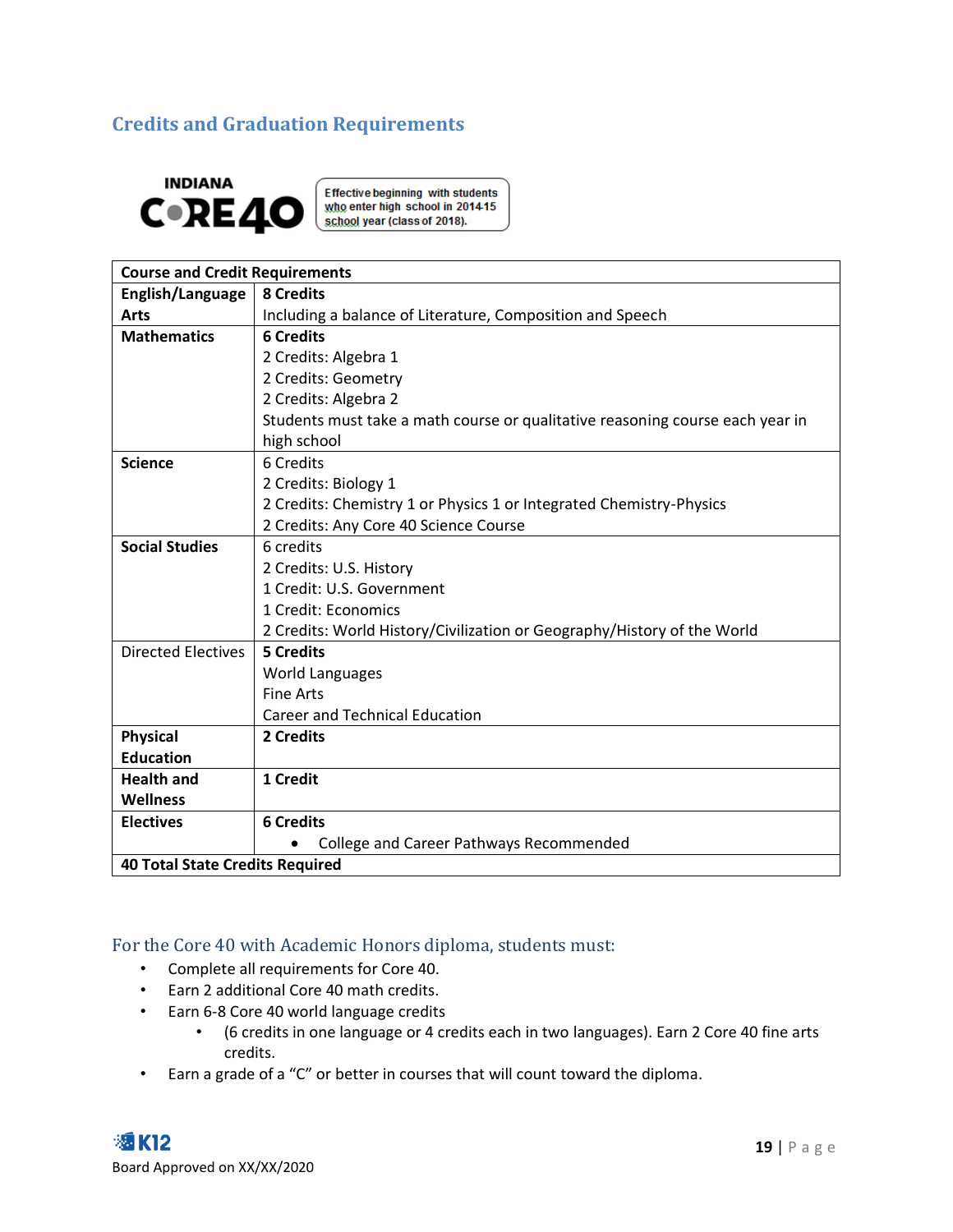## Credits and Graduation Requirements

INDIANA CORE 40

Effective beginning with students who enter high school in 2014-15 school year (class of 2018).

| Course and Credit Requirements | |
|---|---|
| **English/Language Arts** | **8 Credits**<br>Including a balance of Literature, Composition and Speech |
| **Mathematics** | **6 Credits**<br>2 Credits: Algebra 1<br>2 Credits: Geometry<br>2 Credits: Algebra 2<br>Students must take a math course or qualitative reasoning course each year in high school |
| **Science** | 6 Credits<br>2 Credits: Biology 1<br>2 Credits: Chemistry 1 or Physics 1 or Integrated Chemistry-Physics<br>2 Credits: Any Core 40 Science Course |
| **Social Studies** | 6 credits<br>2 Credits: U.S. History<br>1 Credit: U.S. Government<br>1 Credit: Economics<br>2 Credits: World History/Civilization or Geography/History of the World |
| Directed Electives | **5 Credits**<br>World Languages<br>Fine Arts<br>Career and Technical Education |
| **Physical Education** | **2 Credits** |
| **Health and Wellness** | **1 Credit** |
| **Electives** | **6 Credits**<br>• College and Career Pathways Recommended |
| **40 Total State Credits Required** | |

### For the Core 40 with Academic Honors diploma, students must:

- Complete all requirements for Core 40.
- Earn 2 additional Core 40 math credits.
- Earn 6-8 Core 40 world language credits
    - (6 credits in one language or 4 credits each in two languages). Earn 2 Core 40 fine arts credits.
- Earn a grade of a "C" or better in courses that will count toward the diploma.

Board Approved on XX/XX/2020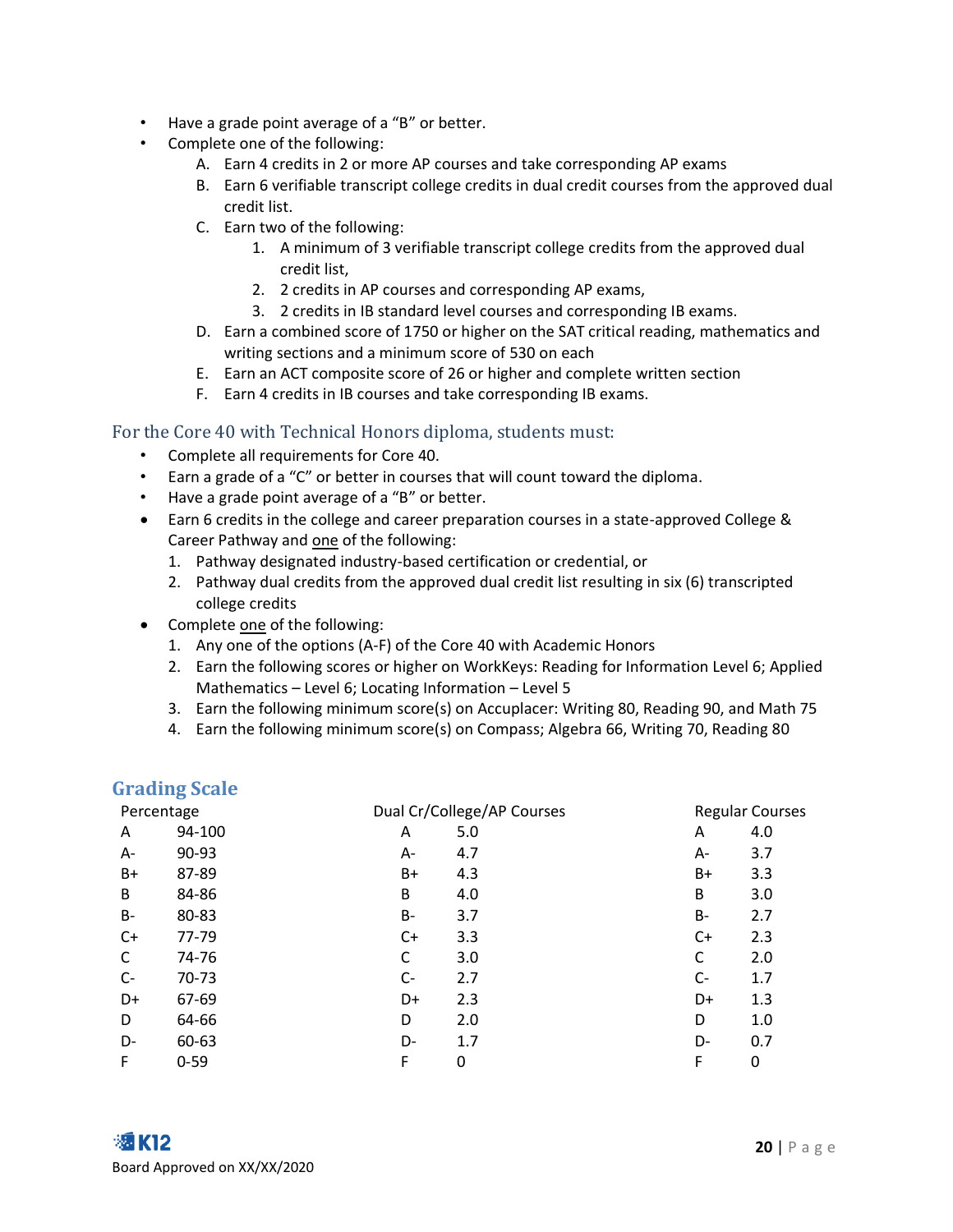- Have a grade point average of a "B" or better.
- Complete one of the following:
  - A. Earn 4 credits in 2 or more AP courses and take corresponding AP exams
  - B. Earn 6 verifiable transcript college credits in dual credit courses from the approved dual credit list.
  - C. Earn two of the following:
    1. A minimum of 3 verifiable transcript college credits from the approved dual credit list,
    2. 2 credits in AP courses and corresponding AP exams,
    3. 2 credits in IB standard level courses and corresponding IB exams.
  - D. Earn a combined score of 1750 or higher on the SAT critical reading, mathematics and writing sections and a minimum score of 530 on each
  - E. Earn an ACT composite score of 26 or higher and complete written section
  - F. Earn 4 credits in IB courses and take corresponding IB exams.

### For the Core 40 with Technical Honors diploma, students must:

- Complete all requirements for Core 40.
- Earn a grade of a "C" or better in courses that will count toward the diploma.
- Have a grade point average of a "B" or better.
- Earn 6 credits in the college and career preparation courses in a state-approved College & Career Pathway and one of the following:
  1. Pathway designated industry-based certification or credential, or
  2. Pathway dual credits from the approved dual credit list resulting in six (6) transcripted college credits
- Complete one of the following:
  1. Any one of the options (A-F) of the Core 40 with Academic Honors
  2. Earn the following scores or higher on WorkKeys: Reading for Information Level 6; Applied Mathematics – Level 6; Locating Information – Level 5
  3. Earn the following minimum score(s) on Accuplacer: Writing 80, Reading 90, and Math 75
  4. Earn the following minimum score(s) on Compass; Algebra 66, Writing 70, Reading 80

## Grading Scale

| Percentage | | Dual Cr/College/AP Courses | | Regular Courses | |
|---|---|---|---|---|---|
| A | 94-100 | A | 5.0 | A | 4.0 |
| A- | 90-93 | A- | 4.7 | A- | 3.7 |
| B+ | 87-89 | B+ | 4.3 | B+ | 3.3 |
| B | 84-86 | B | 4.0 | B | 3.0 |
| B- | 80-83 | B- | 3.7 | B- | 2.7 |
| C+ | 77-79 | C+ | 3.3 | C+ | 2.3 |
| C | 74-76 | C | 3.0 | C | 2.0 |
| C- | 70-73 | C- | 2.7 | C- | 1.7 |
| D+ | 67-69 | D+ | 2.3 | D+ | 1.3 |
| D | 64-66 | D | 2.0 | D | 1.0 |
| D- | 60-63 | D- | 1.7 | D- | 0.7 |
| F | 0-59 | F | 0 | F | 0 |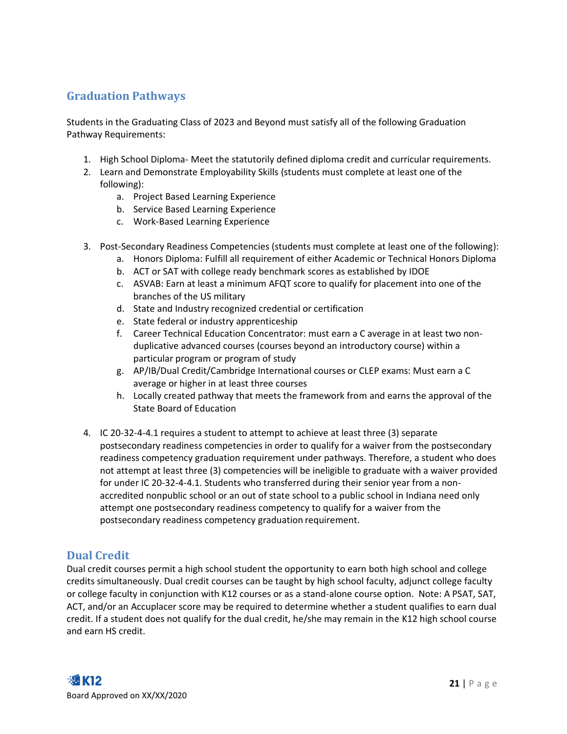## Graduation Pathways

Students in the Graduating Class of 2023 and Beyond must satisfy all of the following Graduation Pathway Requirements:

1. High School Diploma- Meet the statutorily defined diploma credit and curricular requirements.
2. Learn and Demonstrate Employability Skills (students must complete at least one of the following):
    a. Project Based Learning Experience
    b. Service Based Learning Experience
    c. Work-Based Learning Experience
3. Post-Secondary Readiness Competencies (students must complete at least one of the following):
    a. Honors Diploma: Fulfill all requirement of either Academic or Technical Honors Diploma
    b. ACT or SAT with college ready benchmark scores as established by IDOE
    c. ASVAB: Earn at least a minimum AFQT score to qualify for placement into one of the branches of the US military
    d. State and Industry recognized credential or certification
    e. State federal or industry apprenticeship
    f. Career Technical Education Concentrator: must earn a C average in at least two non-duplicative advanced courses (courses beyond an introductory course) within a particular program or program of study
    g. AP/IB/Dual Credit/Cambridge International courses or CLEP exams: Must earn a C average or higher in at least three courses
    h. Locally created pathway that meets the framework from and earns the approval of the State Board of Education
4. IC 20-32-4-4.1 requires a student to attempt to achieve at least three (3) separate postsecondary readiness competencies in order to qualify for a waiver from the postsecondary readiness competency graduation requirement under pathways. Therefore, a student who does not attempt at least three (3) competencies will be ineligible to graduate with a waiver provided for under IC 20-32-4-4.1. Students who transferred during their senior year from a non-accredited nonpublic school or an out of state school to a public school in Indiana need only attempt one postsecondary readiness competency to qualify for a waiver from the postsecondary readiness competency graduation requirement.

## Dual Credit

Dual credit courses permit a high school student the opportunity to earn both high school and college credits simultaneously. Dual credit courses can be taught by high school faculty, adjunct college faculty or college faculty in conjunction with K12 courses or as a stand-alone course option. Note: A PSAT, SAT, ACT, and/or an Accuplacer score may be required to determine whether a student qualifies to earn dual credit. If a student does not qualify for the dual credit, he/she may remain in the K12 high school course and earn HS credit.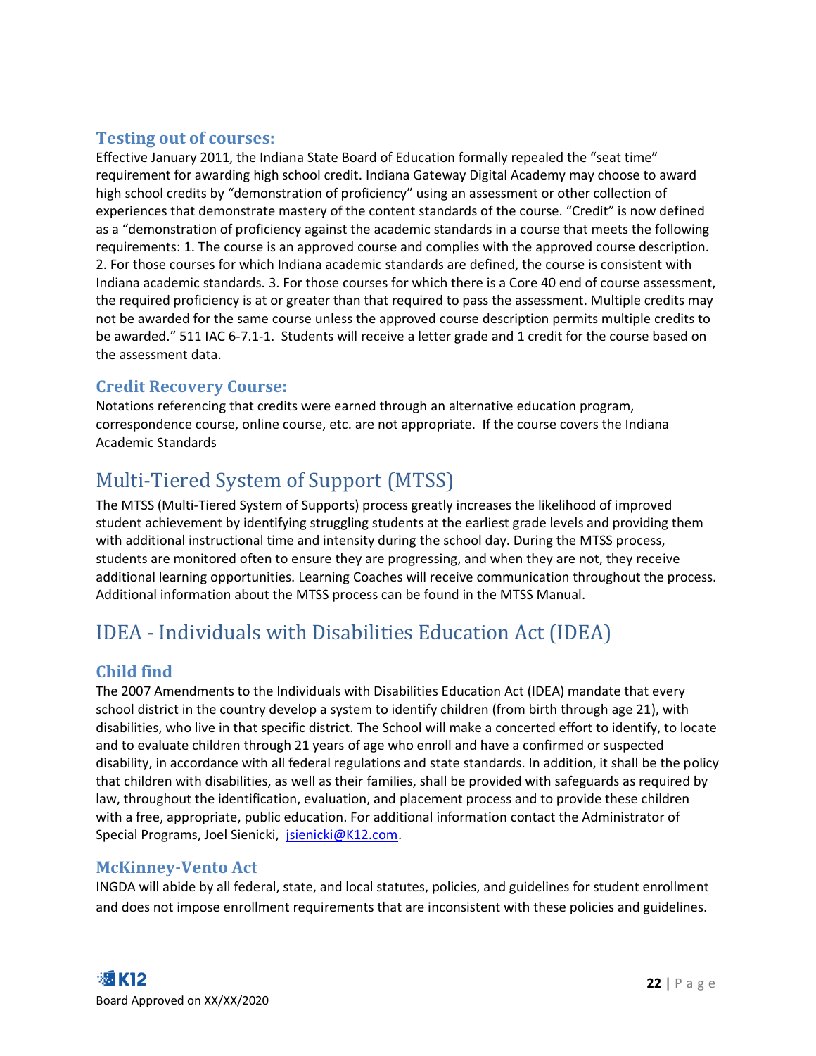### Testing out of courses:

Effective January 2011, the Indiana State Board of Education formally repealed the "seat time" requirement for awarding high school credit. Indiana Gateway Digital Academy may choose to award high school credits by "demonstration of proficiency" using an assessment or other collection of experiences that demonstrate mastery of the content standards of the course. "Credit" is now defined as a "demonstration of proficiency against the academic standards in a course that meets the following requirements: 1. The course is an approved course and complies with the approved course description. 2. For those courses for which Indiana academic standards are defined, the course is consistent with Indiana academic standards. 3. For those courses for which there is a Core 40 end of course assessment, the required proficiency is at or greater than that required to pass the assessment. Multiple credits may not be awarded for the same course unless the approved course description permits multiple credits to be awarded." 511 IAC 6-7.1-1. Students will receive a letter grade and 1 credit for the course based on the assessment data.

### Credit Recovery Course:

Notations referencing that credits were earned through an alternative education program, correspondence course, online course, etc. are not appropriate. If the course covers the Indiana Academic Standards

## Multi-Tiered System of Support (MTSS)

The MTSS (Multi-Tiered System of Supports) process greatly increases the likelihood of improved student achievement by identifying struggling students at the earliest grade levels and providing them with additional instructional time and intensity during the school day. During the MTSS process, students are monitored often to ensure they are progressing, and when they are not, they receive additional learning opportunities. Learning Coaches will receive communication throughout the process. Additional information about the MTSS process can be found in the MTSS Manual.

## IDEA - Individuals with Disabilities Education Act (IDEA)

### Child find

The 2007 Amendments to the Individuals with Disabilities Education Act (IDEA) mandate that every school district in the country develop a system to identify children (from birth through age 21), with disabilities, who live in that specific district. The School will make a concerted effort to identify, to locate and to evaluate children through 21 years of age who enroll and have a confirmed or suspected disability, in accordance with all federal regulations and state standards. In addition, it shall be the policy that children with disabilities, as well as their families, shall be provided with safeguards as required by law, throughout the identification, evaluation, and placement process and to provide these children with a free, appropriate, public education. For additional information contact the Administrator of Special Programs, Joel Sienicki, jsienicki@K12.com.

### McKinney-Vento Act

INGDA will abide by all federal, state, and local statutes, policies, and guidelines for student enrollment and does not impose enrollment requirements that are inconsistent with these policies and guidelines.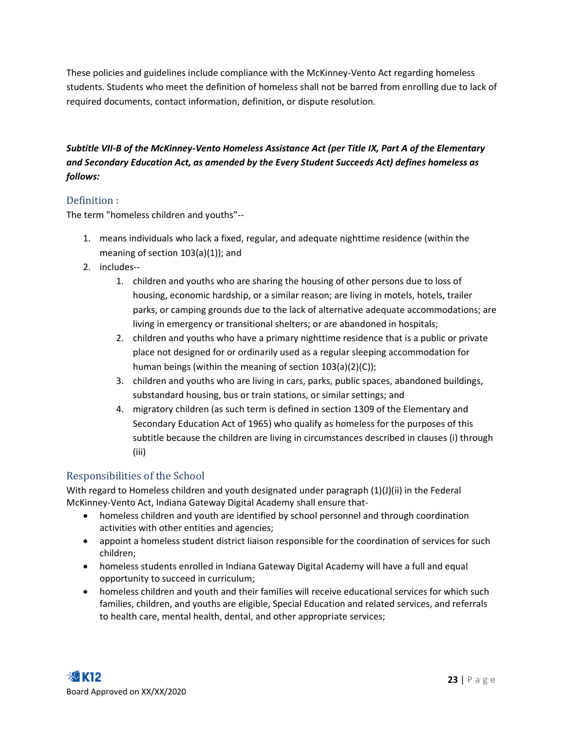These policies and guidelines include compliance with the McKinney-Vento Act regarding homeless students. Students who meet the definition of homeless shall not be barred from enrolling due to lack of required documents, contact information, definition, or dispute resolution.

***Subtitle VII-B of the McKinney-Vento Homeless Assistance Act (per Title IX, Part A of the Elementary and Secondary Education Act, as amended by the Every Student Succeeds Act) defines homeless as follows:***

## Definition :

The term "homeless children and youths"--

1. means individuals who lack a fixed, regular, and adequate nighttime residence (within the meaning of section 103(a)(1)); and
2. includes--
    1. children and youths who are sharing the housing of other persons due to loss of housing, economic hardship, or a similar reason; are living in motels, hotels, trailer parks, or camping grounds due to the lack of alternative adequate accommodations; are living in emergency or transitional shelters; or are abandoned in hospitals;
    2. children and youths who have a primary nighttime residence that is a public or private place not designed for or ordinarily used as a regular sleeping accommodation for human beings (within the meaning of section 103(a)(2)(C));
    3. children and youths who are living in cars, parks, public spaces, abandoned buildings, substandard housing, bus or train stations, or similar settings; and
    4. migratory children (as such term is defined in section 1309 of the Elementary and Secondary Education Act of 1965) who qualify as homeless for the purposes of this subtitle because the children are living in circumstances described in clauses (i) through (iii)

## Responsibilities of the School

With regard to Homeless children and youth designated under paragraph (1)(J)(ii) in the Federal McKinney-Vento Act, Indiana Gateway Digital Academy shall ensure that-

- homeless children and youth are identified by school personnel and through coordination activities with other entities and agencies;
- appoint a homeless student district liaison responsible for the coordination of services for such children;
- homeless students enrolled in Indiana Gateway Digital Academy will have a full and equal opportunity to succeed in curriculum;
- homeless children and youth and their families will receive educational services for which such families, children, and youths are eligible, Special Education and related services, and referrals to health care, mental health, dental, and other appropriate services;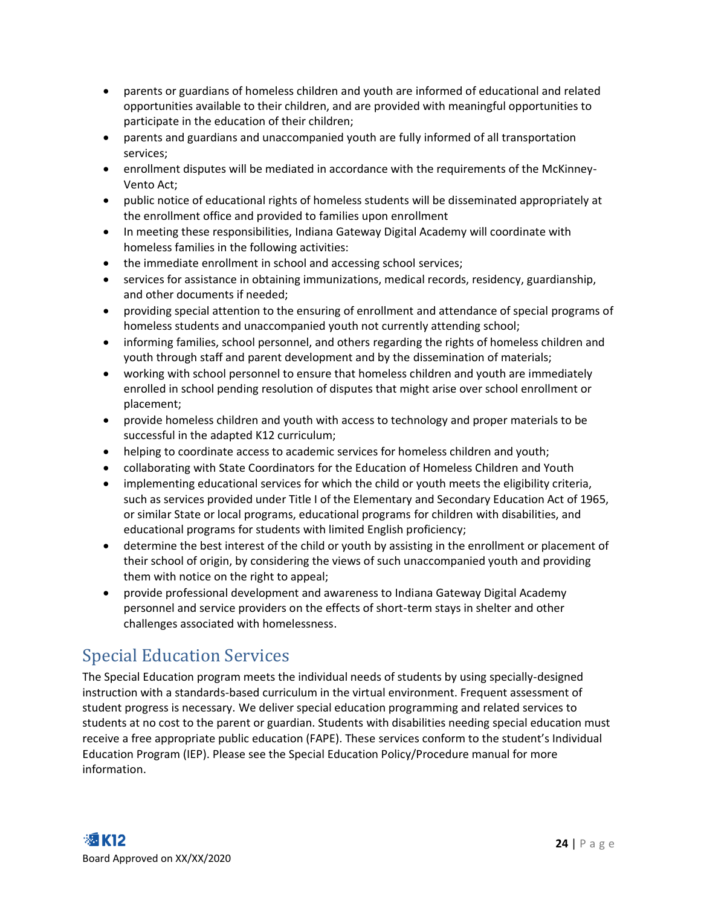- parents or guardians of homeless children and youth are informed of educational and related opportunities available to their children, and are provided with meaningful opportunities to participate in the education of their children;
- parents and guardians and unaccompanied youth are fully informed of all transportation services;
- enrollment disputes will be mediated in accordance with the requirements of the McKinney-Vento Act;
- public notice of educational rights of homeless students will be disseminated appropriately at the enrollment office and provided to families upon enrollment
- In meeting these responsibilities, Indiana Gateway Digital Academy will coordinate with homeless families in the following activities:
- the immediate enrollment in school and accessing school services;
- services for assistance in obtaining immunizations, medical records, residency, guardianship, and other documents if needed;
- providing special attention to the ensuring of enrollment and attendance of special programs of homeless students and unaccompanied youth not currently attending school;
- informing families, school personnel, and others regarding the rights of homeless children and youth through staff and parent development and by the dissemination of materials;
- working with school personnel to ensure that homeless children and youth are immediately enrolled in school pending resolution of disputes that might arise over school enrollment or placement;
- provide homeless children and youth with access to technology and proper materials to be successful in the adapted K12 curriculum;
- helping to coordinate access to academic services for homeless children and youth;
- collaborating with State Coordinators for the Education of Homeless Children and Youth
- implementing educational services for which the child or youth meets the eligibility criteria, such as services provided under Title I of the Elementary and Secondary Education Act of 1965, or similar State or local programs, educational programs for children with disabilities, and educational programs for students with limited English proficiency;
- determine the best interest of the child or youth by assisting in the enrollment or placement of their school of origin, by considering the views of such unaccompanied youth and providing them with notice on the right to appeal;
- provide professional development and awareness to Indiana Gateway Digital Academy personnel and service providers on the effects of short-term stays in shelter and other challenges associated with homelessness.

## Special Education Services

The Special Education program meets the individual needs of students by using specially-designed instruction with a standards-based curriculum in the virtual environment. Frequent assessment of student progress is necessary. We deliver special education programming and related services to students at no cost to the parent or guardian. Students with disabilities needing special education must receive a free appropriate public education (FAPE). These services conform to the student's Individual Education Program (IEP). Please see the Special Education Policy/Procedure manual for more information.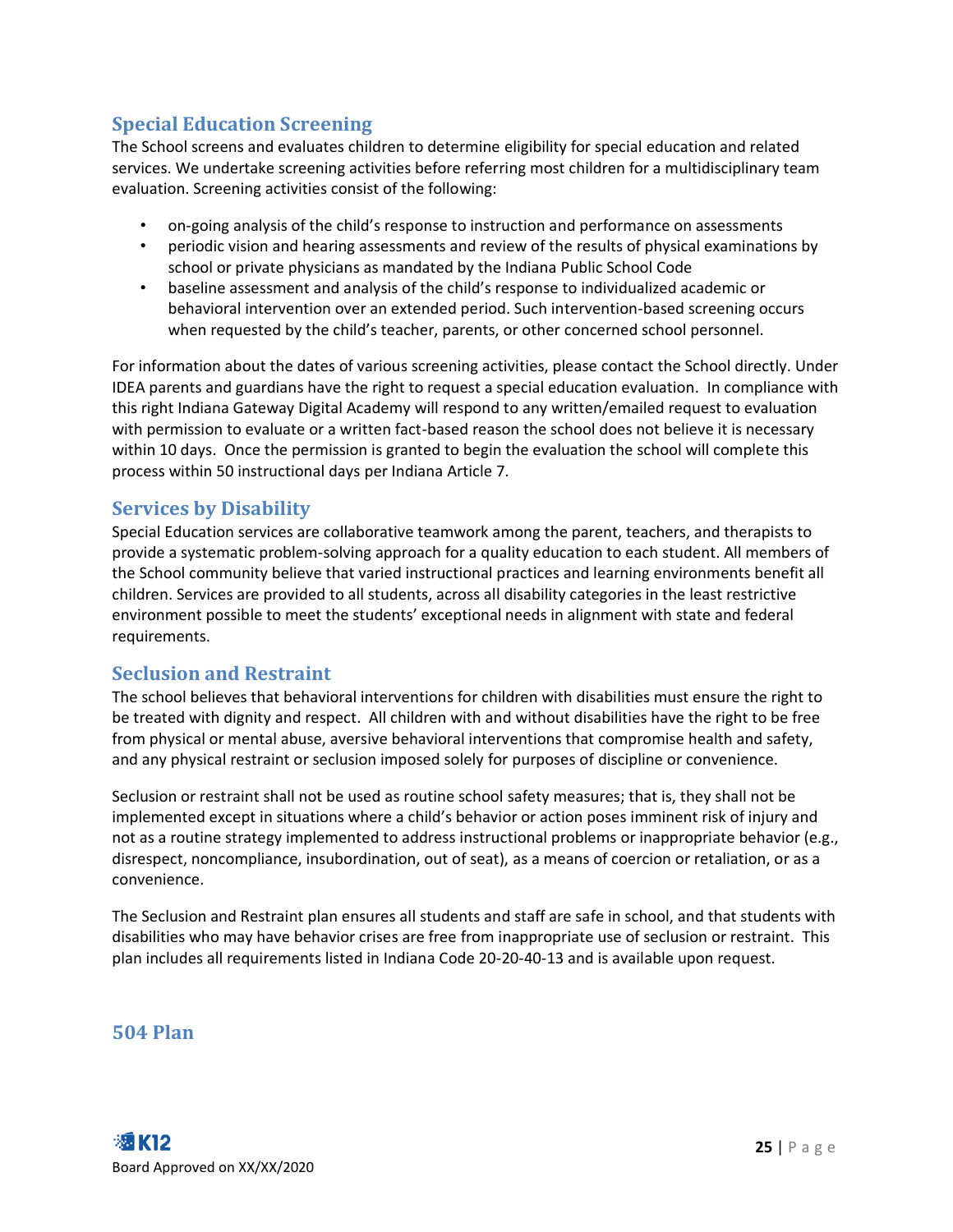## Special Education Screening

The School screens and evaluates children to determine eligibility for special education and related services. We undertake screening activities before referring most children for a multidisciplinary team evaluation. Screening activities consist of the following:

- on-going analysis of the child's response to instruction and performance on assessments
- periodic vision and hearing assessments and review of the results of physical examinations by school or private physicians as mandated by the Indiana Public School Code
- baseline assessment and analysis of the child's response to individualized academic or behavioral intervention over an extended period. Such intervention-based screening occurs when requested by the child's teacher, parents, or other concerned school personnel.

For information about the dates of various screening activities, please contact the School directly. Under IDEA parents and guardians have the right to request a special education evaluation. In compliance with this right Indiana Gateway Digital Academy will respond to any written/emailed request to evaluation with permission to evaluate or a written fact-based reason the school does not believe it is necessary within 10 days. Once the permission is granted to begin the evaluation the school will complete this process within 50 instructional days per Indiana Article 7.

## Services by Disability

Special Education services are collaborative teamwork among the parent, teachers, and therapists to provide a systematic problem-solving approach for a quality education to each student. All members of the School community believe that varied instructional practices and learning environments benefit all children. Services are provided to all students, across all disability categories in the least restrictive environment possible to meet the students' exceptional needs in alignment with state and federal requirements.

## Seclusion and Restraint

The school believes that behavioral interventions for children with disabilities must ensure the right to be treated with dignity and respect. All children with and without disabilities have the right to be free from physical or mental abuse, aversive behavioral interventions that compromise health and safety, and any physical restraint or seclusion imposed solely for purposes of discipline or convenience.

Seclusion or restraint shall not be used as routine school safety measures; that is, they shall not be implemented except in situations where a child's behavior or action poses imminent risk of injury and not as a routine strategy implemented to address instructional problems or inappropriate behavior (e.g., disrespect, noncompliance, insubordination, out of seat), as a means of coercion or retaliation, or as a convenience.

The Seclusion and Restraint plan ensures all students and staff are safe in school, and that students with disabilities who may have behavior crises are free from inappropriate use of seclusion or restraint. This plan includes all requirements listed in Indiana Code 20-20-40-13 and is available upon request.

## 504 Plan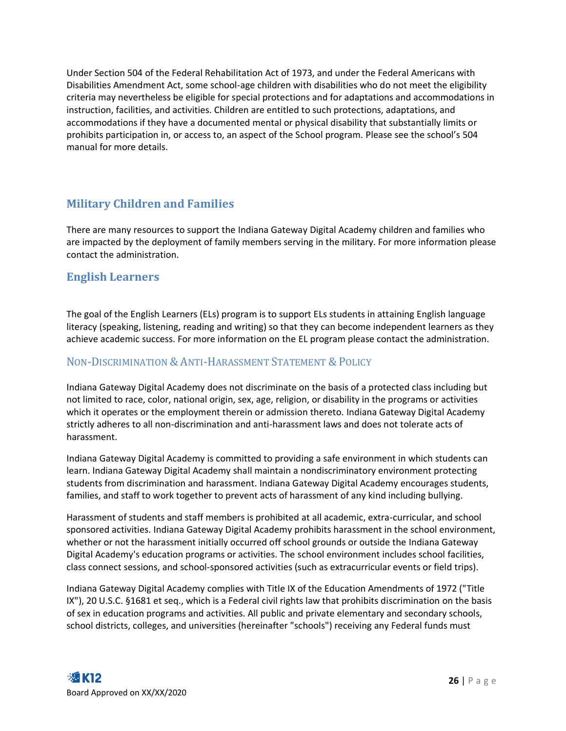Under Section 504 of the Federal Rehabilitation Act of 1973, and under the Federal Americans with Disabilities Amendment Act, some school-age children with disabilities who do not meet the eligibility criteria may nevertheless be eligible for special protections and for adaptations and accommodations in instruction, facilities, and activities. Children are entitled to such protections, adaptations, and accommodations if they have a documented mental or physical disability that substantially limits or prohibits participation in, or access to, an aspect of the School program. Please see the school's 504 manual for more details.

## Military Children and Families

There are many resources to support the Indiana Gateway Digital Academy children and families who are impacted by the deployment of family members serving in the military. For more information please contact the administration.

## English Learners

The goal of the English Learners (ELs) program is to support ELs students in attaining English language literacy (speaking, listening, reading and writing) so that they can become independent learners as they achieve academic success. For more information on the EL program please contact the administration.

### Non-Discrimination & Anti-Harassment Statement & Policy

Indiana Gateway Digital Academy does not discriminate on the basis of a protected class including but not limited to race, color, national origin, sex, age, religion, or disability in the programs or activities which it operates or the employment therein or admission thereto. Indiana Gateway Digital Academy strictly adheres to all non-discrimination and anti-harassment laws and does not tolerate acts of harassment.

Indiana Gateway Digital Academy is committed to providing a safe environment in which students can learn. Indiana Gateway Digital Academy shall maintain a nondiscriminatory environment protecting students from discrimination and harassment. Indiana Gateway Digital Academy encourages students, families, and staff to work together to prevent acts of harassment of any kind including bullying.

Harassment of students and staff members is prohibited at all academic, extra-curricular, and school sponsored activities. Indiana Gateway Digital Academy prohibits harassment in the school environment, whether or not the harassment initially occurred off school grounds or outside the Indiana Gateway Digital Academy's education programs or activities. The school environment includes school facilities, class connect sessions, and school-sponsored activities (such as extracurricular events or field trips).

Indiana Gateway Digital Academy complies with Title IX of the Education Amendments of 1972 ("Title IX"), 20 U.S.C. §1681 et seq., which is a Federal civil rights law that prohibits discrimination on the basis of sex in education programs and activities. All public and private elementary and secondary schools, school districts, colleges, and universities (hereinafter "schools") receiving any Federal funds must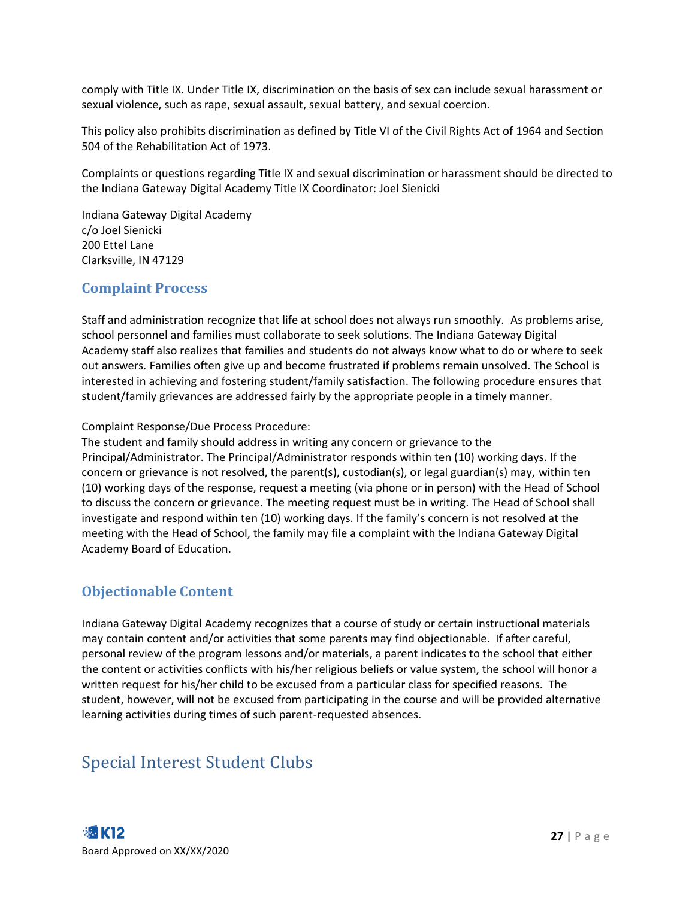comply with Title IX. Under Title IX, discrimination on the basis of sex can include sexual harassment or sexual violence, such as rape, sexual assault, sexual battery, and sexual coercion.

This policy also prohibits discrimination as defined by Title VI of the Civil Rights Act of 1964 and Section 504 of the Rehabilitation Act of 1973.

Complaints or questions regarding Title IX and sexual discrimination or harassment should be directed to the Indiana Gateway Digital Academy Title IX Coordinator: Joel Sienicki

Indiana Gateway Digital Academy
c/o Joel Sienicki
200 Ettel Lane
Clarksville, IN 47129

### Complaint Process

Staff and administration recognize that life at school does not always run smoothly. As problems arise, school personnel and families must collaborate to seek solutions. The Indiana Gateway Digital Academy staff also realizes that families and students do not always know what to do or where to seek out answers. Families often give up and become frustrated if problems remain unsolved. The School is interested in achieving and fostering student/family satisfaction. The following procedure ensures that student/family grievances are addressed fairly by the appropriate people in a timely manner.

Complaint Response/Due Process Procedure:
The student and family should address in writing any concern or grievance to the Principal/Administrator. The Principal/Administrator responds within ten (10) working days. If the concern or grievance is not resolved, the parent(s), custodian(s), or legal guardian(s) may, within ten (10) working days of the response, request a meeting (via phone or in person) with the Head of School to discuss the concern or grievance. The meeting request must be in writing. The Head of School shall investigate and respond within ten (10) working days. If the family's concern is not resolved at the meeting with the Head of School, the family may file a complaint with the Indiana Gateway Digital Academy Board of Education.

### Objectionable Content

Indiana Gateway Digital Academy recognizes that a course of study or certain instructional materials may contain content and/or activities that some parents may find objectionable. If after careful, personal review of the program lessons and/or materials, a parent indicates to the school that either the content or activities conflicts with his/her religious beliefs or value system, the school will honor a written request for his/her child to be excused from a particular class for specified reasons. The student, however, will not be excused from participating in the course and will be provided alternative learning activities during times of such parent-requested absences.

## Special Interest Student Clubs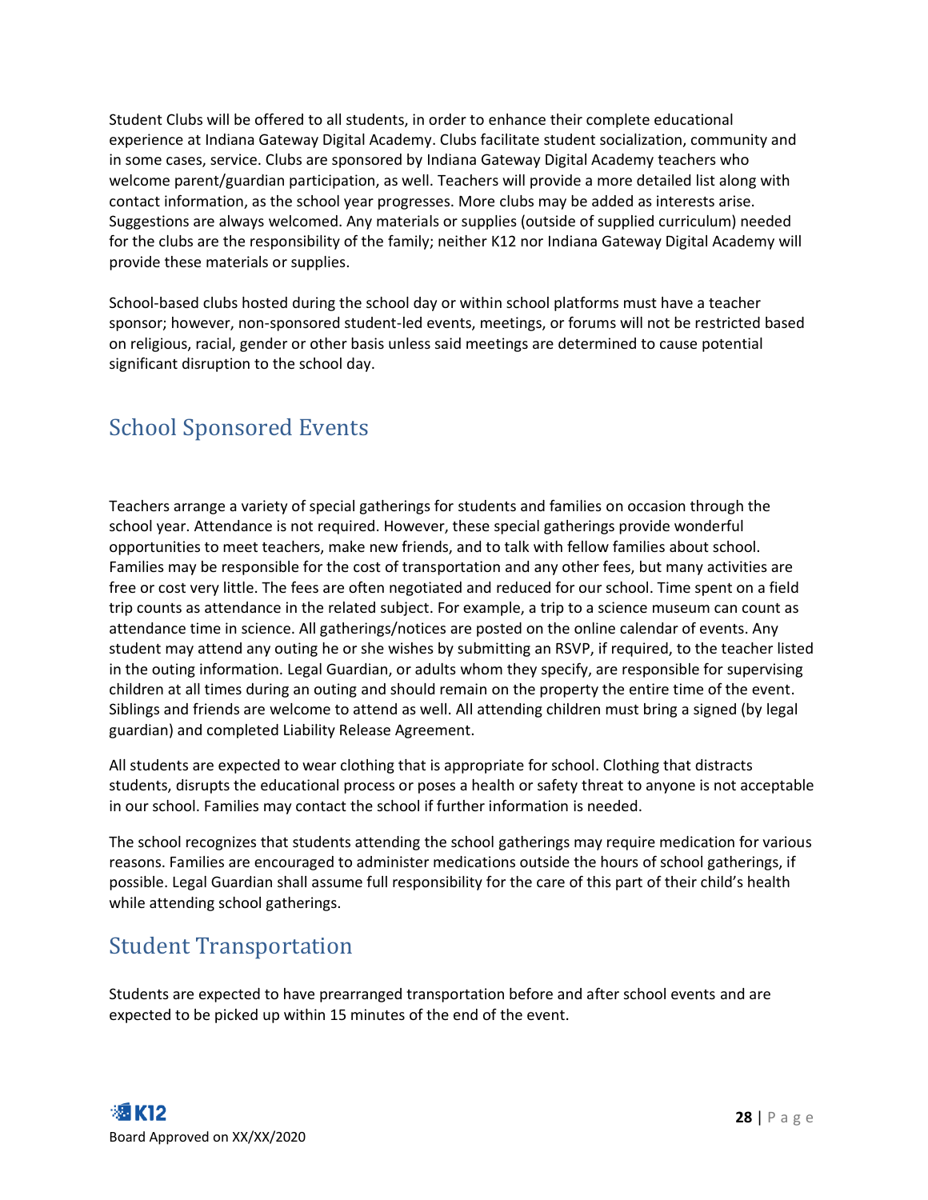Student Clubs will be offered to all students, in order to enhance their complete educational experience at Indiana Gateway Digital Academy. Clubs facilitate student socialization, community and in some cases, service. Clubs are sponsored by Indiana Gateway Digital Academy teachers who welcome parent/guardian participation, as well. Teachers will provide a more detailed list along with contact information, as the school year progresses. More clubs may be added as interests arise. Suggestions are always welcomed. Any materials or supplies (outside of supplied curriculum) needed for the clubs are the responsibility of the family; neither K12 nor Indiana Gateway Digital Academy will provide these materials or supplies.

School-based clubs hosted during the school day or within school platforms must have a teacher sponsor; however, non-sponsored student-led events, meetings, or forums will not be restricted based on religious, racial, gender or other basis unless said meetings are determined to cause potential significant disruption to the school day.

## School Sponsored Events

Teachers arrange a variety of special gatherings for students and families on occasion through the school year. Attendance is not required. However, these special gatherings provide wonderful opportunities to meet teachers, make new friends, and to talk with fellow families about school. Families may be responsible for the cost of transportation and any other fees, but many activities are free or cost very little. The fees are often negotiated and reduced for our school. Time spent on a field trip counts as attendance in the related subject. For example, a trip to a science museum can count as attendance time in science. All gatherings/notices are posted on the online calendar of events. Any student may attend any outing he or she wishes by submitting an RSVP, if required, to the teacher listed in the outing information. Legal Guardian, or adults whom they specify, are responsible for supervising children at all times during an outing and should remain on the property the entire time of the event. Siblings and friends are welcome to attend as well. All attending children must bring a signed (by legal guardian) and completed Liability Release Agreement.

All students are expected to wear clothing that is appropriate for school. Clothing that distracts students, disrupts the educational process or poses a health or safety threat to anyone is not acceptable in our school. Families may contact the school if further information is needed.

The school recognizes that students attending the school gatherings may require medication for various reasons. Families are encouraged to administer medications outside the hours of school gatherings, if possible. Legal Guardian shall assume full responsibility for the care of this part of their child's health while attending school gatherings.

## Student Transportation

Students are expected to have prearranged transportation before and after school events and are expected to be picked up within 15 minutes of the end of the event.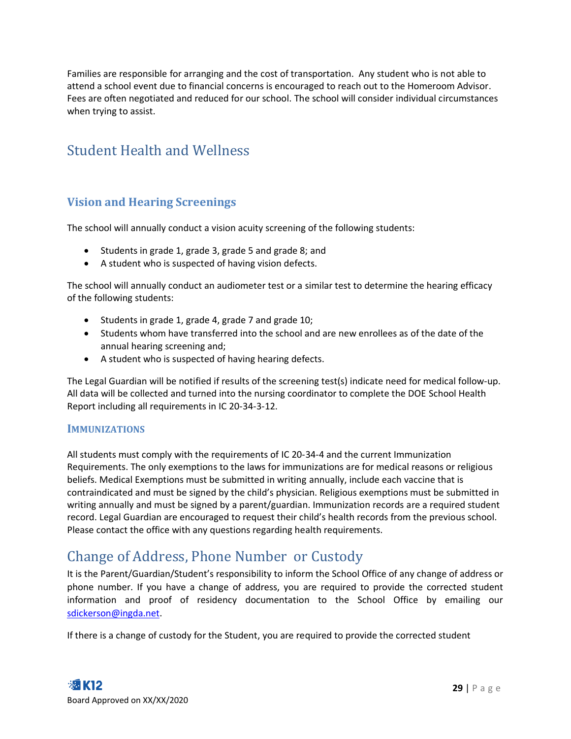Families are responsible for arranging and the cost of transportation. Any student who is not able to attend a school event due to financial concerns is encouraged to reach out to the Homeroom Advisor. Fees are often negotiated and reduced for our school. The school will consider individual circumstances when trying to assist.

# Student Health and Wellness

## Vision and Hearing Screenings

The school will annually conduct a vision acuity screening of the following students:

- Students in grade 1, grade 3, grade 5 and grade 8; and
- A student who is suspected of having vision defects.

The school will annually conduct an audiometer test or a similar test to determine the hearing efficacy of the following students:

- Students in grade 1, grade 4, grade 7 and grade 10;
- Students whom have transferred into the school and are new enrollees as of the date of the annual hearing screening and;
- A student who is suspected of having hearing defects.

The Legal Guardian will be notified if results of the screening test(s) indicate need for medical follow-up. All data will be collected and turned into the nursing coordinator to complete the DOE School Health Report including all requirements in IC 20-34-3-12.

### Immunizations

All students must comply with the requirements of IC 20-34-4 and the current Immunization Requirements. The only exemptions to the laws for immunizations are for medical reasons or religious beliefs. Medical Exemptions must be submitted in writing annually, include each vaccine that is contraindicated and must be signed by the child's physician. Religious exemptions must be submitted in writing annually and must be signed by a parent/guardian. Immunization records are a required student record. Legal Guardian are encouraged to request their child's health records from the previous school. Please contact the office with any questions regarding health requirements.

# Change of Address, Phone Number or Custody

It is the Parent/Guardian/Student's responsibility to inform the School Office of any change of address or phone number. If you have a change of address, you are required to provide the corrected student information and proof of residency documentation to the School Office by emailing our sdickerson@ingda.net.

If there is a change of custody for the Student, you are required to provide the corrected student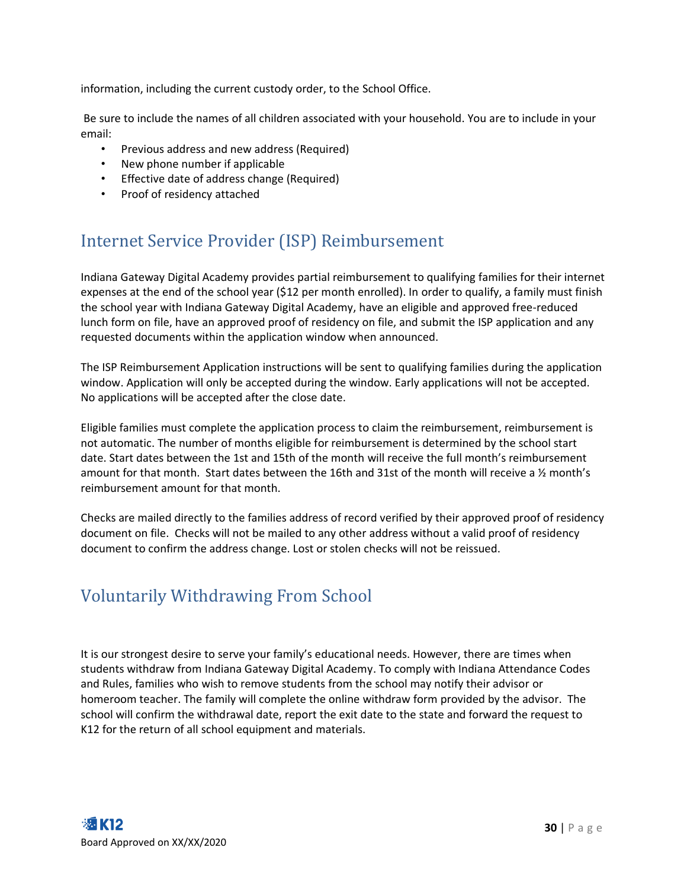information, including the current custody order, to the School Office.

Be sure to include the names of all children associated with your household. You are to include in your email:

- Previous address and new address (Required)
- New phone number if applicable
- Effective date of address change (Required)
- Proof of residency attached

## Internet Service Provider (ISP) Reimbursement

Indiana Gateway Digital Academy provides partial reimbursement to qualifying families for their internet expenses at the end of the school year ($12 per month enrolled). In order to qualify, a family must finish the school year with Indiana Gateway Digital Academy, have an eligible and approved free-reduced lunch form on file, have an approved proof of residency on file, and submit the ISP application and any requested documents within the application window when announced.

The ISP Reimbursement Application instructions will be sent to qualifying families during the application window. Application will only be accepted during the window. Early applications will not be accepted. No applications will be accepted after the close date.

Eligible families must complete the application process to claim the reimbursement, reimbursement is not automatic. The number of months eligible for reimbursement is determined by the school start date. Start dates between the 1st and 15th of the month will receive the full month's reimbursement amount for that month. Start dates between the 16th and 31st of the month will receive a ½ month's reimbursement amount for that month.

Checks are mailed directly to the families address of record verified by their approved proof of residency document on file. Checks will not be mailed to any other address without a valid proof of residency document to confirm the address change. Lost or stolen checks will not be reissued.

## Voluntarily Withdrawing From School

It is our strongest desire to serve your family's educational needs. However, there are times when students withdraw from Indiana Gateway Digital Academy. To comply with Indiana Attendance Codes and Rules, families who wish to remove students from the school may notify their advisor or homeroom teacher. The family will complete the online withdraw form provided by the advisor. The school will confirm the withdrawal date, report the exit date to the state and forward the request to K12 for the return of all school equipment and materials.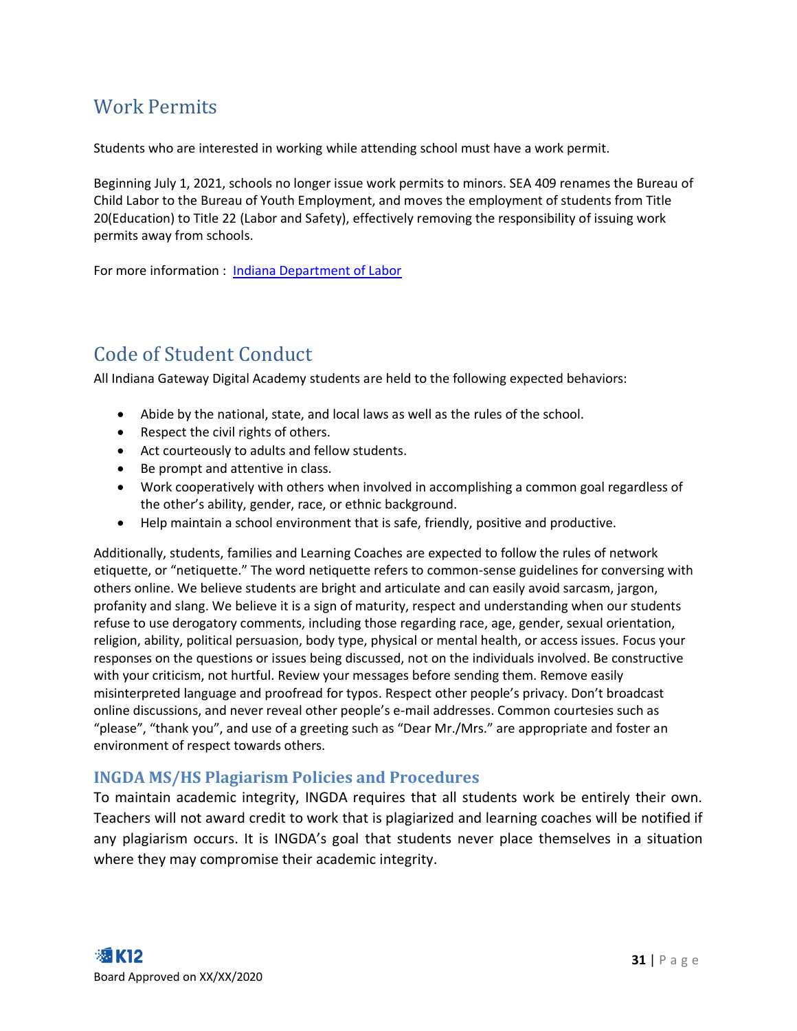## Work Permits

Students who are interested in working while attending school must have a work permit.

Beginning July 1, 2021, schools no longer issue work permits to minors. SEA 409 renames the Bureau of Child Labor to the Bureau of Youth Employment, and moves the employment of students from Title 20(Education) to Title 22 (Labor and Safety), effectively removing the responsibility of issuing work permits away from schools.

For more information : Indiana Department of Labor

## Code of Student Conduct

All Indiana Gateway Digital Academy students are held to the following expected behaviors:

- Abide by the national, state, and local laws as well as the rules of the school.
- Respect the civil rights of others.
- Act courteously to adults and fellow students.
- Be prompt and attentive in class.
- Work cooperatively with others when involved in accomplishing a common goal regardless of the other's ability, gender, race, or ethnic background.
- Help maintain a school environment that is safe, friendly, positive and productive.

Additionally, students, families and Learning Coaches are expected to follow the rules of network etiquette, or "netiquette." The word netiquette refers to common-sense guidelines for conversing with others online. We believe students are bright and articulate and can easily avoid sarcasm, jargon, profanity and slang. We believe it is a sign of maturity, respect and understanding when our students refuse to use derogatory comments, including those regarding race, age, gender, sexual orientation, religion, ability, political persuasion, body type, physical or mental health, or access issues. Focus your responses on the questions or issues being discussed, not on the individuals involved. Be constructive with your criticism, not hurtful. Review your messages before sending them. Remove easily misinterpreted language and proofread for typos. Respect other people's privacy. Don't broadcast online discussions, and never reveal other people's e-mail addresses. Common courtesies such as "please", "thank you", and use of a greeting such as "Dear Mr./Mrs." are appropriate and foster an environment of respect towards others.

### INGDA MS/HS Plagiarism Policies and Procedures

To maintain academic integrity, INGDA requires that all students work be entirely their own. Teachers will not award credit to work that is plagiarized and learning coaches will be notified if any plagiarism occurs. It is INGDA's goal that students never place themselves in a situation where they may compromise their academic integrity.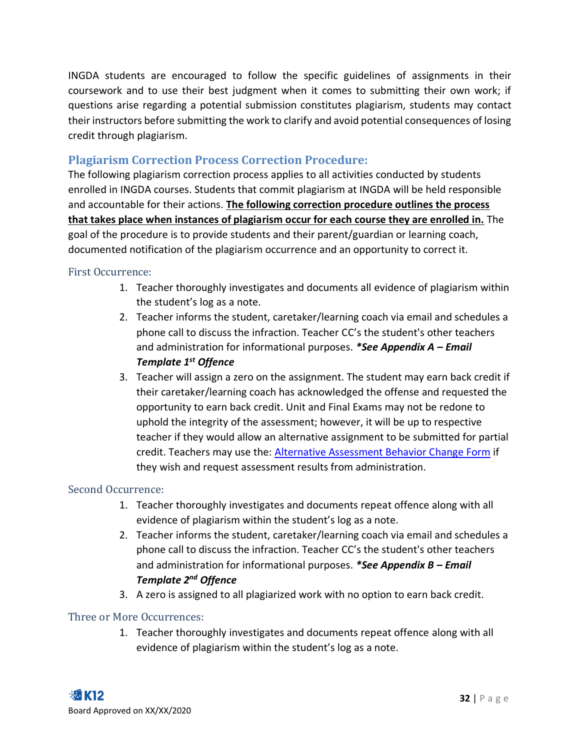INGDA students are encouraged to follow the specific guidelines of assignments in their coursework and to use their best judgment when it comes to submitting their own work; if questions arise regarding a potential submission constitutes plagiarism, students may contact their instructors before submitting the work to clarify and avoid potential consequences of losing credit through plagiarism.

## Plagiarism Correction Process Correction Procedure:

The following plagiarism correction process applies to all activities conducted by students enrolled in INGDA courses. Students that commit plagiarism at INGDA will be held responsible and accountable for their actions. **The following correction procedure outlines the process that takes place when instances of plagiarism occur for each course they are enrolled in.** The goal of the procedure is to provide students and their parent/guardian or learning coach, documented notification of the plagiarism occurrence and an opportunity to correct it.

### First Occurrence:

1. Teacher thoroughly investigates and documents all evidence of plagiarism within the student's log as a note.
2. Teacher informs the student, caretaker/learning coach via email and schedules a phone call to discuss the infraction. Teacher CC's the student's other teachers and administration for informational purposes. ***\*See Appendix A – Email Template 1st Offence***
3. Teacher will assign a zero on the assignment. The student may earn back credit if their caretaker/learning coach has acknowledged the offense and requested the opportunity to earn back credit. Unit and Final Exams may not be redone to uphold the integrity of the assessment; however, it will be up to respective teacher if they would allow an alternative assignment to be submitted for partial credit. Teachers may use the: [Alternative Assessment Behavior Change Form]() if they wish and request assessment results from administration.

### Second Occurrence:

1. Teacher thoroughly investigates and documents repeat offence along with all evidence of plagiarism within the student's log as a note.
2. Teacher informs the student, caretaker/learning coach via email and schedules a phone call to discuss the infraction. Teacher CC's the student's other teachers and administration for informational purposes. ***\*See Appendix B – Email Template 2nd Offence***
3. A zero is assigned to all plagiarized work with no option to earn back credit.

### Three or More Occurrences:

1. Teacher thoroughly investigates and documents repeat offence along with all evidence of plagiarism within the student's log as a note.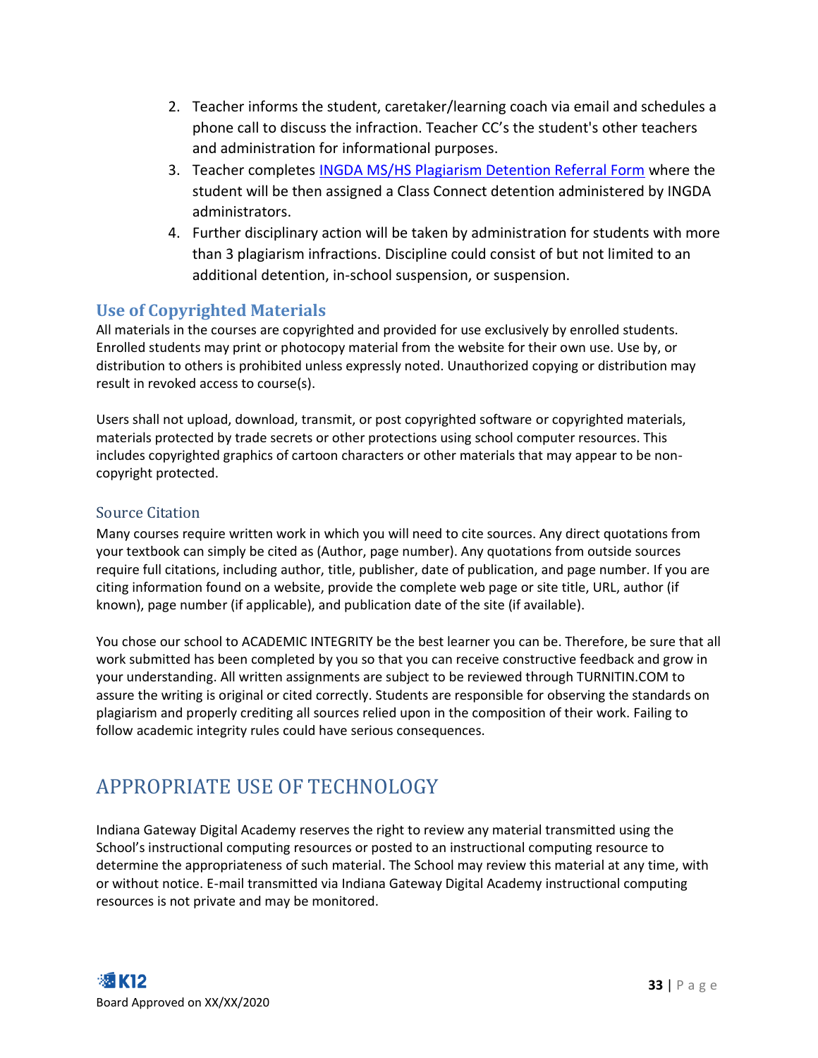2. Teacher informs the student, caretaker/learning coach via email and schedules a phone call to discuss the infraction. Teacher CC's the student's other teachers and administration for informational purposes.
3. Teacher completes [INGDA MS/HS Plagiarism Detention Referral Form](INGDA MS/HS Plagiarism Detention Referral Form) where the student will be then assigned a Class Connect detention administered by INGDA administrators.
4. Further disciplinary action will be taken by administration for students with more than 3 plagiarism infractions. Discipline could consist of but not limited to an additional detention, in-school suspension, or suspension.

### Use of Copyrighted Materials

All materials in the courses are copyrighted and provided for use exclusively by enrolled students. Enrolled students may print or photocopy material from the website for their own use. Use by, or distribution to others is prohibited unless expressly noted. Unauthorized copying or distribution may result in revoked access to course(s).

Users shall not upload, download, transmit, or post copyrighted software or copyrighted materials, materials protected by trade secrets or other protections using school computer resources. This includes copyrighted graphics of cartoon characters or other materials that may appear to be non-copyright protected.

#### Source Citation

Many courses require written work in which you will need to cite sources. Any direct quotations from your textbook can simply be cited as (Author, page number). Any quotations from outside sources require full citations, including author, title, publisher, date of publication, and page number. If you are citing information found on a website, provide the complete web page or site title, URL, author (if known), page number (if applicable), and publication date of the site (if available).

You chose our school to ACADEMIC INTEGRITY be the best learner you can be. Therefore, be sure that all work submitted has been completed by you so that you can receive constructive feedback and grow in your understanding. All written assignments are subject to be reviewed through TURNITIN.COM to assure the writing is original or cited correctly. Students are responsible for observing the standards on plagiarism and properly crediting all sources relied upon in the composition of their work. Failing to follow academic integrity rules could have serious consequences.

## APPROPRIATE USE OF TECHNOLOGY

Indiana Gateway Digital Academy reserves the right to review any material transmitted using the School's instructional computing resources or posted to an instructional computing resource to determine the appropriateness of such material. The School may review this material at any time, with or without notice. E-mail transmitted via Indiana Gateway Digital Academy instructional computing resources is not private and may be monitored.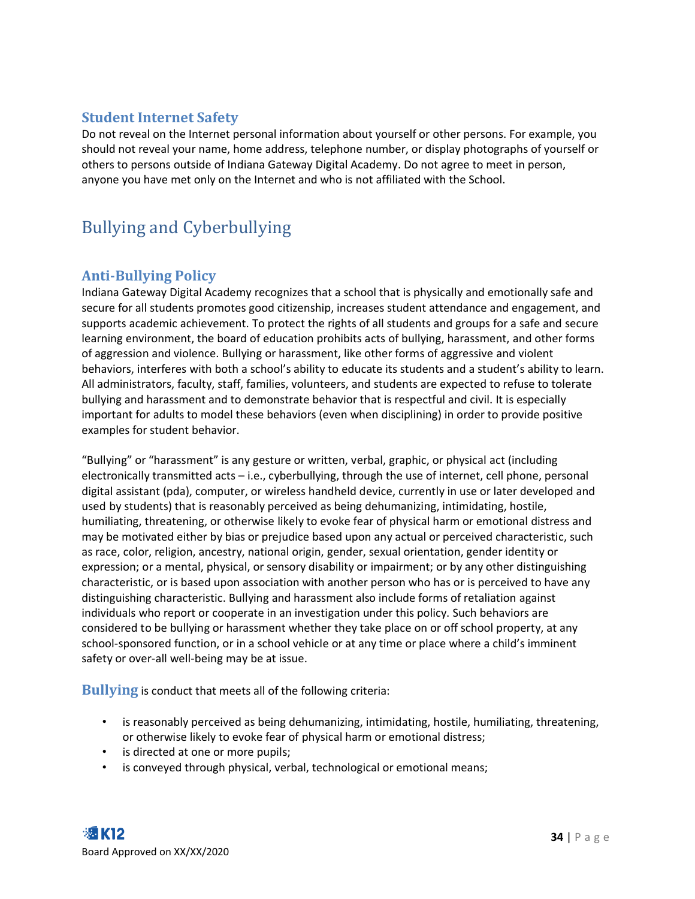### Student Internet Safety

Do not reveal on the Internet personal information about yourself or other persons. For example, you should not reveal your name, home address, telephone number, or display photographs of yourself or others to persons outside of Indiana Gateway Digital Academy. Do not agree to meet in person, anyone you have met only on the Internet and who is not affiliated with the School.

## Bullying and Cyberbullying

### Anti-Bullying Policy

Indiana Gateway Digital Academy recognizes that a school that is physically and emotionally safe and secure for all students promotes good citizenship, increases student attendance and engagement, and supports academic achievement. To protect the rights of all students and groups for a safe and secure learning environment, the board of education prohibits acts of bullying, harassment, and other forms of aggression and violence. Bullying or harassment, like other forms of aggressive and violent behaviors, interferes with both a school's ability to educate its students and a student's ability to learn. All administrators, faculty, staff, families, volunteers, and students are expected to refuse to tolerate bullying and harassment and to demonstrate behavior that is respectful and civil. It is especially important for adults to model these behaviors (even when disciplining) in order to provide positive examples for student behavior.

"Bullying" or "harassment" is any gesture or written, verbal, graphic, or physical act (including electronically transmitted acts – i.e., cyberbullying, through the use of internet, cell phone, personal digital assistant (pda), computer, or wireless handheld device, currently in use or later developed and used by students) that is reasonably perceived as being dehumanizing, intimidating, hostile, humiliating, threatening, or otherwise likely to evoke fear of physical harm or emotional distress and may be motivated either by bias or prejudice based upon any actual or perceived characteristic, such as race, color, religion, ancestry, national origin, gender, sexual orientation, gender identity or expression; or a mental, physical, or sensory disability or impairment; or by any other distinguishing characteristic, or is based upon association with another person who has or is perceived to have any distinguishing characteristic. Bullying and harassment also include forms of retaliation against individuals who report or cooperate in an investigation under this policy. Such behaviors are considered to be bullying or harassment whether they take place on or off school property, at any school-sponsored function, or in a school vehicle or at any time or place where a child's imminent safety or over-all well-being may be at issue.

**Bullying** is conduct that meets all of the following criteria:

- is reasonably perceived as being dehumanizing, intimidating, hostile, humiliating, threatening, or otherwise likely to evoke fear of physical harm or emotional distress;
- is directed at one or more pupils;
- is conveyed through physical, verbal, technological or emotional means;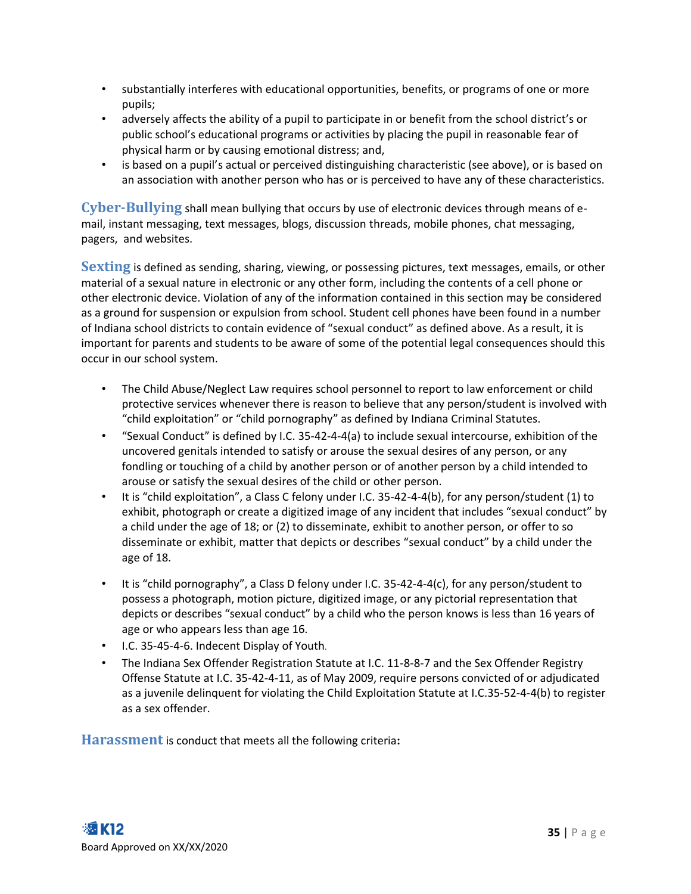- substantially interferes with educational opportunities, benefits, or programs of one or more pupils;
- adversely affects the ability of a pupil to participate in or benefit from the school district's or public school's educational programs or activities by placing the pupil in reasonable fear of physical harm or by causing emotional distress; and,
- is based on a pupil's actual or perceived distinguishing characteristic (see above), or is based on an association with another person who has or is perceived to have any of these characteristics.

**Cyber-Bullying** shall mean bullying that occurs by use of electronic devices through means of e-mail, instant messaging, text messages, blogs, discussion threads, mobile phones, chat messaging, pagers, and websites.

**Sexting** is defined as sending, sharing, viewing, or possessing pictures, text messages, emails, or other material of a sexual nature in electronic or any other form, including the contents of a cell phone or other electronic device. Violation of any of the information contained in this section may be considered as a ground for suspension or expulsion from school. Student cell phones have been found in a number of Indiana school districts to contain evidence of "sexual conduct" as defined above. As a result, it is important for parents and students to be aware of some of the potential legal consequences should this occur in our school system.

- The Child Abuse/Neglect Law requires school personnel to report to law enforcement or child protective services whenever there is reason to believe that any person/student is involved with "child exploitation" or "child pornography" as defined by Indiana Criminal Statutes.
- "Sexual Conduct" is defined by I.C. 35-42-4-4(a) to include sexual intercourse, exhibition of the uncovered genitals intended to satisfy or arouse the sexual desires of any person, or any fondling or touching of a child by another person or of another person by a child intended to arouse or satisfy the sexual desires of the child or other person.
- It is "child exploitation", a Class C felony under I.C. 35-42-4-4(b), for any person/student (1) to exhibit, photograph or create a digitized image of any incident that includes "sexual conduct" by a child under the age of 18; or (2) to disseminate, exhibit to another person, or offer to so disseminate or exhibit, matter that depicts or describes "sexual conduct" by a child under the age of 18.
- It is "child pornography", a Class D felony under I.C. 35-42-4-4(c), for any person/student to possess a photograph, motion picture, digitized image, or any pictorial representation that depicts or describes "sexual conduct" by a child who the person knows is less than 16 years of age or who appears less than age 16.
- I.C. 35-45-4-6. Indecent Display of Youth.
- The Indiana Sex Offender Registration Statute at I.C. 11-8-8-7 and the Sex Offender Registry Offense Statute at I.C. 35-42-4-11, as of May 2009, require persons convicted of or adjudicated as a juvenile delinquent for violating the Child Exploitation Statute at I.C.35-52-4-4(b) to register as a sex offender.

**Harassment** is conduct that meets all the following criteria: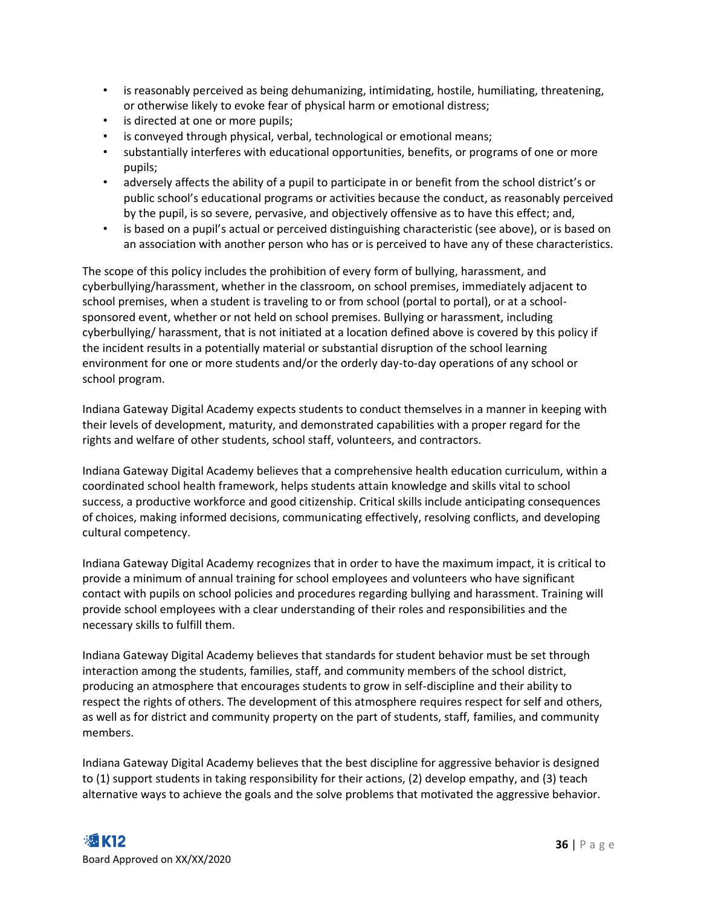- is reasonably perceived as being dehumanizing, intimidating, hostile, humiliating, threatening, or otherwise likely to evoke fear of physical harm or emotional distress;
- is directed at one or more pupils;
- is conveyed through physical, verbal, technological or emotional means;
- substantially interferes with educational opportunities, benefits, or programs of one or more pupils;
- adversely affects the ability of a pupil to participate in or benefit from the school district's or public school's educational programs or activities because the conduct, as reasonably perceived by the pupil, is so severe, pervasive, and objectively offensive as to have this effect; and,
- is based on a pupil's actual or perceived distinguishing characteristic (see above), or is based on an association with another person who has or is perceived to have any of these characteristics.

The scope of this policy includes the prohibition of every form of bullying, harassment, and cyberbullying/harassment, whether in the classroom, on school premises, immediately adjacent to school premises, when a student is traveling to or from school (portal to portal), or at a school-sponsored event, whether or not held on school premises. Bullying or harassment, including cyberbullying/ harassment, that is not initiated at a location defined above is covered by this policy if the incident results in a potentially material or substantial disruption of the school learning environment for one or more students and/or the orderly day-to-day operations of any school or school program.

Indiana Gateway Digital Academy expects students to conduct themselves in a manner in keeping with their levels of development, maturity, and demonstrated capabilities with a proper regard for the rights and welfare of other students, school staff, volunteers, and contractors.

Indiana Gateway Digital Academy believes that a comprehensive health education curriculum, within a coordinated school health framework, helps students attain knowledge and skills vital to school success, a productive workforce and good citizenship. Critical skills include anticipating consequences of choices, making informed decisions, communicating effectively, resolving conflicts, and developing cultural competency.

Indiana Gateway Digital Academy recognizes that in order to have the maximum impact, it is critical to provide a minimum of annual training for school employees and volunteers who have significant contact with pupils on school policies and procedures regarding bullying and harassment. Training will provide school employees with a clear understanding of their roles and responsibilities and the necessary skills to fulfill them.

Indiana Gateway Digital Academy believes that standards for student behavior must be set through interaction among the students, families, staff, and community members of the school district, producing an atmosphere that encourages students to grow in self-discipline and their ability to respect the rights of others. The development of this atmosphere requires respect for self and others, as well as for district and community property on the part of students, staff, families, and community members.

Indiana Gateway Digital Academy believes that the best discipline for aggressive behavior is designed to (1) support students in taking responsibility for their actions, (2) develop empathy, and (3) teach alternative ways to achieve the goals and the solve problems that motivated the aggressive behavior.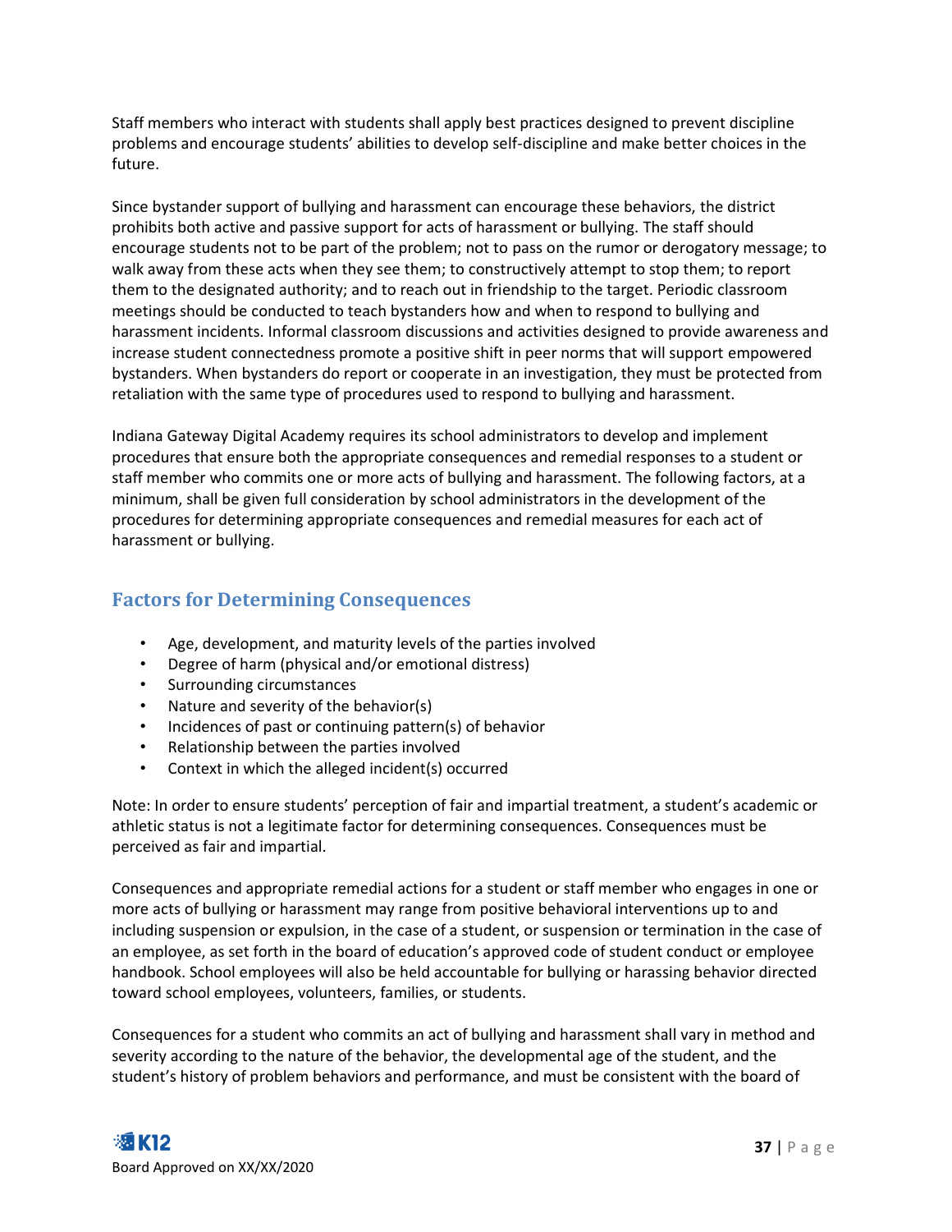Staff members who interact with students shall apply best practices designed to prevent discipline problems and encourage students' abilities to develop self-discipline and make better choices in the future.

Since bystander support of bullying and harassment can encourage these behaviors, the district prohibits both active and passive support for acts of harassment or bullying. The staff should encourage students not to be part of the problem; not to pass on the rumor or derogatory message; to walk away from these acts when they see them; to constructively attempt to stop them; to report them to the designated authority; and to reach out in friendship to the target. Periodic classroom meetings should be conducted to teach bystanders how and when to respond to bullying and harassment incidents. Informal classroom discussions and activities designed to provide awareness and increase student connectedness promote a positive shift in peer norms that will support empowered bystanders. When bystanders do report or cooperate in an investigation, they must be protected from retaliation with the same type of procedures used to respond to bullying and harassment.

Indiana Gateway Digital Academy requires its school administrators to develop and implement procedures that ensure both the appropriate consequences and remedial responses to a student or staff member who commits one or more acts of bullying and harassment. The following factors, at a minimum, shall be given full consideration by school administrators in the development of the procedures for determining appropriate consequences and remedial measures for each act of harassment or bullying.

## Factors for Determining Consequences

- Age, development, and maturity levels of the parties involved
- Degree of harm (physical and/or emotional distress)
- Surrounding circumstances
- Nature and severity of the behavior(s)
- Incidences of past or continuing pattern(s) of behavior
- Relationship between the parties involved
- Context in which the alleged incident(s) occurred

Note: In order to ensure students' perception of fair and impartial treatment, a student's academic or athletic status is not a legitimate factor for determining consequences. Consequences must be perceived as fair and impartial.

Consequences and appropriate remedial actions for a student or staff member who engages in one or more acts of bullying or harassment may range from positive behavioral interventions up to and including suspension or expulsion, in the case of a student, or suspension or termination in the case of an employee, as set forth in the board of education's approved code of student conduct or employee handbook. School employees will also be held accountable for bullying or harassing behavior directed toward school employees, volunteers, families, or students.

Consequences for a student who commits an act of bullying and harassment shall vary in method and severity according to the nature of the behavior, the developmental age of the student, and the student's history of problem behaviors and performance, and must be consistent with the board of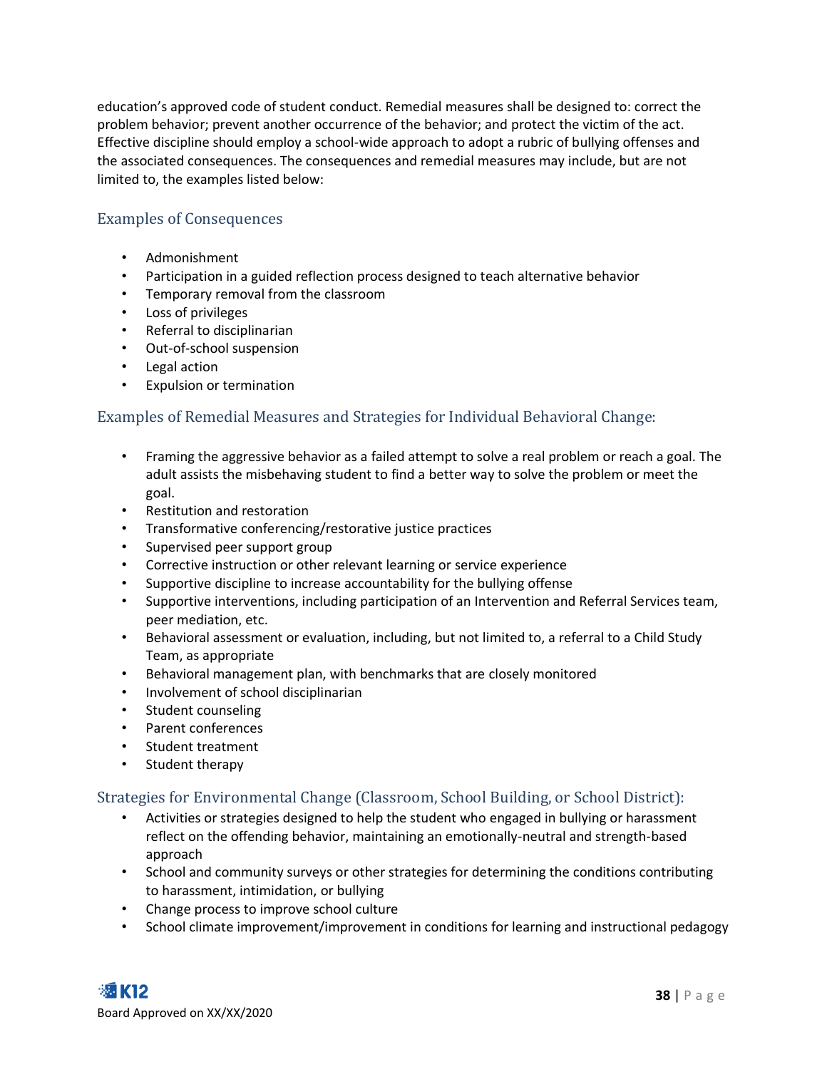education's approved code of student conduct. Remedial measures shall be designed to: correct the problem behavior; prevent another occurrence of the behavior; and protect the victim of the act. Effective discipline should employ a school-wide approach to adopt a rubric of bullying offenses and the associated consequences. The consequences and remedial measures may include, but are not limited to, the examples listed below:

### Examples of Consequences

- Admonishment
- Participation in a guided reflection process designed to teach alternative behavior
- Temporary removal from the classroom
- Loss of privileges
- Referral to disciplinarian
- Out-of-school suspension
- Legal action
- Expulsion or termination

### Examples of Remedial Measures and Strategies for Individual Behavioral Change:

- Framing the aggressive behavior as a failed attempt to solve a real problem or reach a goal. The adult assists the misbehaving student to find a better way to solve the problem or meet the goal.
- Restitution and restoration
- Transformative conferencing/restorative justice practices
- Supervised peer support group
- Corrective instruction or other relevant learning or service experience
- Supportive discipline to increase accountability for the bullying offense
- Supportive interventions, including participation of an Intervention and Referral Services team, peer mediation, etc.
- Behavioral assessment or evaluation, including, but not limited to, a referral to a Child Study Team, as appropriate
- Behavioral management plan, with benchmarks that are closely monitored
- Involvement of school disciplinarian
- Student counseling
- Parent conferences
- Student treatment
- Student therapy

### Strategies for Environmental Change (Classroom, School Building, or School District):

- Activities or strategies designed to help the student who engaged in bullying or harassment reflect on the offending behavior, maintaining an emotionally-neutral and strength-based approach
- School and community surveys or other strategies for determining the conditions contributing to harassment, intimidation, or bullying
- Change process to improve school culture
- School climate improvement/improvement in conditions for learning and instructional pedagogy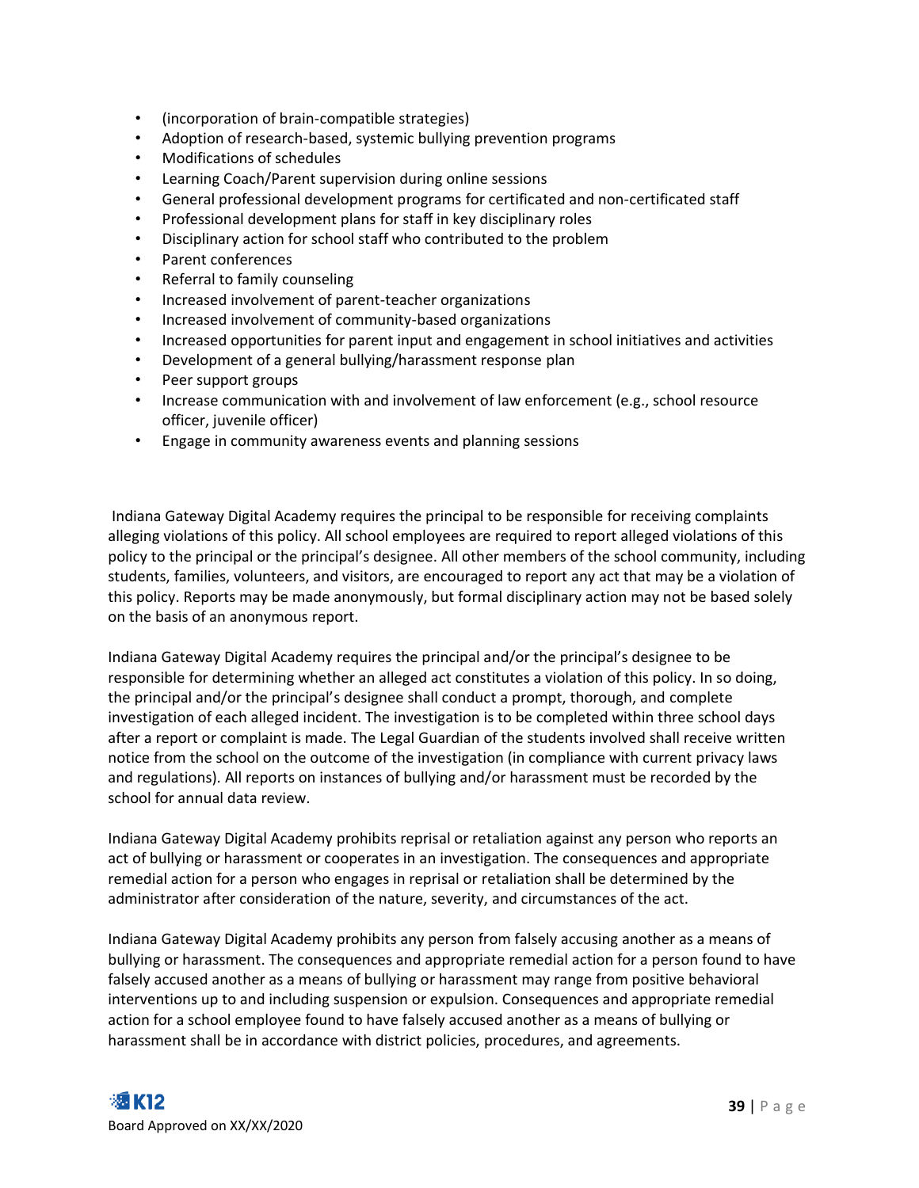- (incorporation of brain-compatible strategies)
- Adoption of research-based, systemic bullying prevention programs
- Modifications of schedules
- Learning Coach/Parent supervision during online sessions
- General professional development programs for certificated and non-certificated staff
- Professional development plans for staff in key disciplinary roles
- Disciplinary action for school staff who contributed to the problem
- Parent conferences
- Referral to family counseling
- Increased involvement of parent-teacher organizations
- Increased involvement of community-based organizations
- Increased opportunities for parent input and engagement in school initiatives and activities
- Development of a general bullying/harassment response plan
- Peer support groups
- Increase communication with and involvement of law enforcement (e.g., school resource officer, juvenile officer)
- Engage in community awareness events and planning sessions

Indiana Gateway Digital Academy requires the principal to be responsible for receiving complaints alleging violations of this policy. All school employees are required to report alleged violations of this policy to the principal or the principal's designee. All other members of the school community, including students, families, volunteers, and visitors, are encouraged to report any act that may be a violation of this policy. Reports may be made anonymously, but formal disciplinary action may not be based solely on the basis of an anonymous report.

Indiana Gateway Digital Academy requires the principal and/or the principal's designee to be responsible for determining whether an alleged act constitutes a violation of this policy. In so doing, the principal and/or the principal's designee shall conduct a prompt, thorough, and complete investigation of each alleged incident. The investigation is to be completed within three school days after a report or complaint is made. The Legal Guardian of the students involved shall receive written notice from the school on the outcome of the investigation (in compliance with current privacy laws and regulations). All reports on instances of bullying and/or harassment must be recorded by the school for annual data review.

Indiana Gateway Digital Academy prohibits reprisal or retaliation against any person who reports an act of bullying or harassment or cooperates in an investigation. The consequences and appropriate remedial action for a person who engages in reprisal or retaliation shall be determined by the administrator after consideration of the nature, severity, and circumstances of the act.

Indiana Gateway Digital Academy prohibits any person from falsely accusing another as a means of bullying or harassment. The consequences and appropriate remedial action for a person found to have falsely accused another as a means of bullying or harassment may range from positive behavioral interventions up to and including suspension or expulsion. Consequences and appropriate remedial action for a school employee found to have falsely accused another as a means of bullying or harassment shall be in accordance with district policies, procedures, and agreements.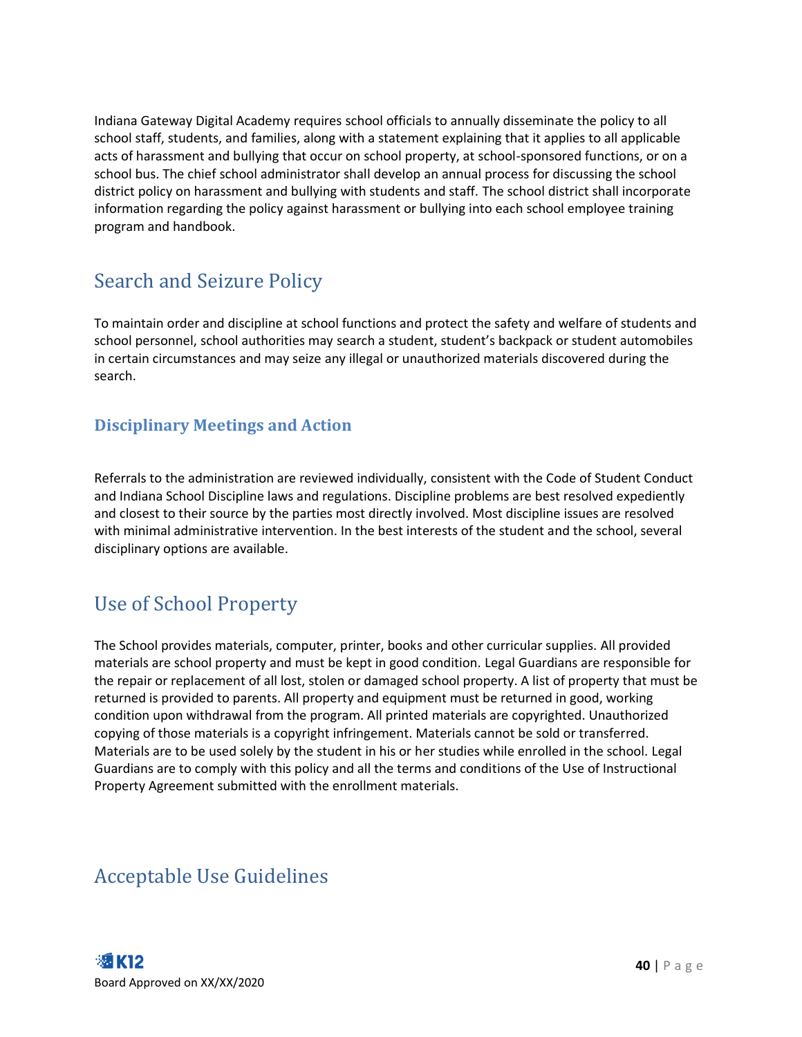Indiana Gateway Digital Academy requires school officials to annually disseminate the policy to all school staff, students, and families, along with a statement explaining that it applies to all applicable acts of harassment and bullying that occur on school property, at school-sponsored functions, or on a school bus. The chief school administrator shall develop an annual process for discussing the school district policy on harassment and bullying with students and staff. The school district shall incorporate information regarding the policy against harassment or bullying into each school employee training program and handbook.

## Search and Seizure Policy

To maintain order and discipline at school functions and protect the safety and welfare of students and school personnel, school authorities may search a student, student's backpack or student automobiles in certain circumstances and may seize any illegal or unauthorized materials discovered during the search.

### Disciplinary Meetings and Action

Referrals to the administration are reviewed individually, consistent with the Code of Student Conduct and Indiana School Discipline laws and regulations. Discipline problems are best resolved expediently and closest to their source by the parties most directly involved. Most discipline issues are resolved with minimal administrative intervention. In the best interests of the student and the school, several disciplinary options are available.

## Use of School Property

The School provides materials, computer, printer, books and other curricular supplies. All provided materials are school property and must be kept in good condition. Legal Guardians are responsible for the repair or replacement of all lost, stolen or damaged school property. A list of property that must be returned is provided to parents. All property and equipment must be returned in good, working condition upon withdrawal from the program. All printed materials are copyrighted. Unauthorized copying of those materials is a copyright infringement. Materials cannot be sold or transferred. Materials are to be used solely by the student in his or her studies while enrolled in the school. Legal Guardians are to comply with this policy and all the terms and conditions of the Use of Instructional Property Agreement submitted with the enrollment materials.

## Acceptable Use Guidelines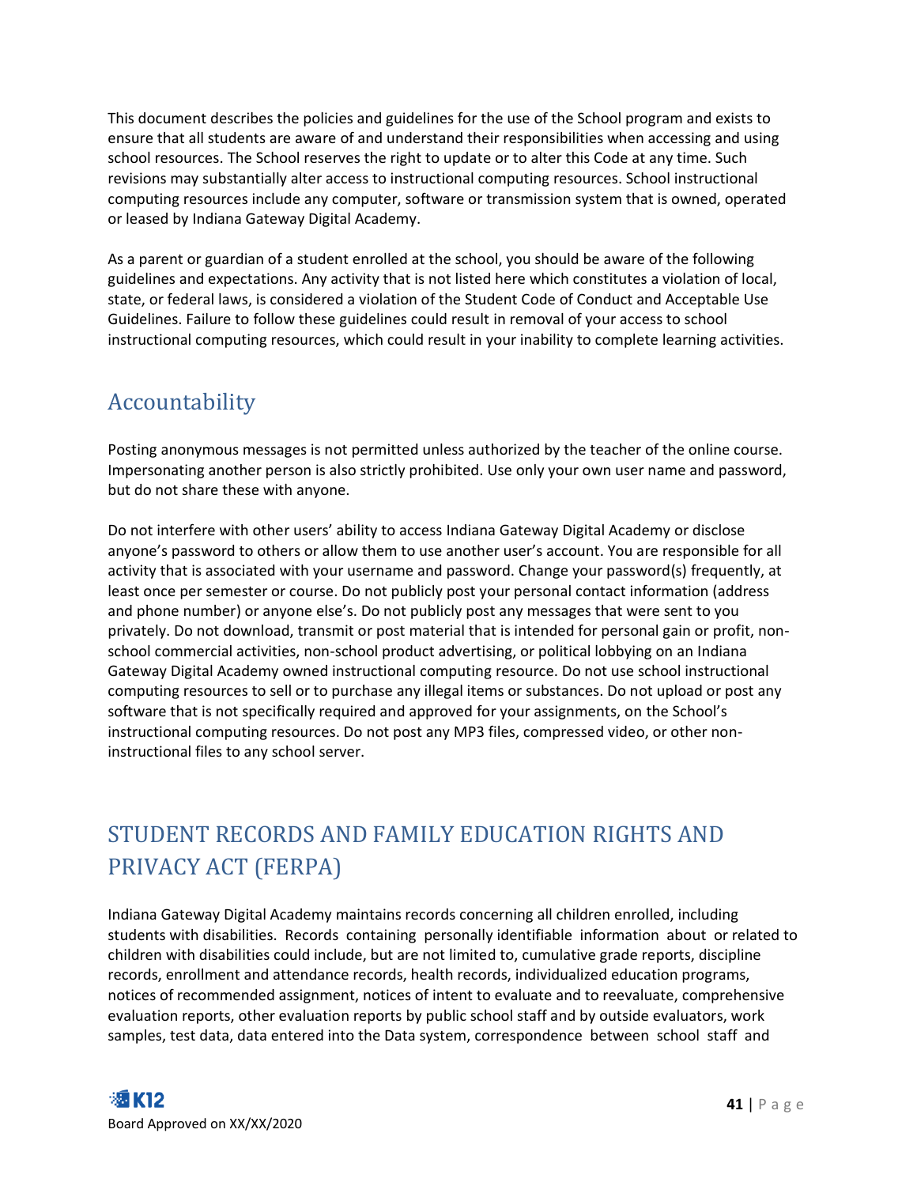This document describes the policies and guidelines for the use of the School program and exists to ensure that all students are aware of and understand their responsibilities when accessing and using school resources. The School reserves the right to update or to alter this Code at any time. Such revisions may substantially alter access to instructional computing resources. School instructional computing resources include any computer, software or transmission system that is owned, operated or leased by Indiana Gateway Digital Academy.

As a parent or guardian of a student enrolled at the school, you should be aware of the following guidelines and expectations. Any activity that is not listed here which constitutes a violation of local, state, or federal laws, is considered a violation of the Student Code of Conduct and Acceptable Use Guidelines. Failure to follow these guidelines could result in removal of your access to school instructional computing resources, which could result in your inability to complete learning activities.

## Accountability

Posting anonymous messages is not permitted unless authorized by the teacher of the online course. Impersonating another person is also strictly prohibited. Use only your own user name and password, but do not share these with anyone.

Do not interfere with other users' ability to access Indiana Gateway Digital Academy or disclose anyone's password to others or allow them to use another user's account. You are responsible for all activity that is associated with your username and password. Change your password(s) frequently, at least once per semester or course. Do not publicly post your personal contact information (address and phone number) or anyone else's. Do not publicly post any messages that were sent to you privately. Do not download, transmit or post material that is intended for personal gain or profit, non-school commercial activities, non-school product advertising, or political lobbying on an Indiana Gateway Digital Academy owned instructional computing resource. Do not use school instructional computing resources to sell or to purchase any illegal items or substances. Do not upload or post any software that is not specifically required and approved for your assignments, on the School's instructional computing resources. Do not post any MP3 files, compressed video, or other non-instructional files to any school server.

## STUDENT RECORDS AND FAMILY EDUCATION RIGHTS AND PRIVACY ACT (FERPA)

Indiana Gateway Digital Academy maintains records concerning all children enrolled, including students with disabilities. Records containing personally identifiable information about or related to children with disabilities could include, but are not limited to, cumulative grade reports, discipline records, enrollment and attendance records, health records, individualized education programs, notices of recommended assignment, notices of intent to evaluate and to reevaluate, comprehensive evaluation reports, other evaluation reports by public school staff and by outside evaluators, work samples, test data, data entered into the Data system, correspondence between school staff and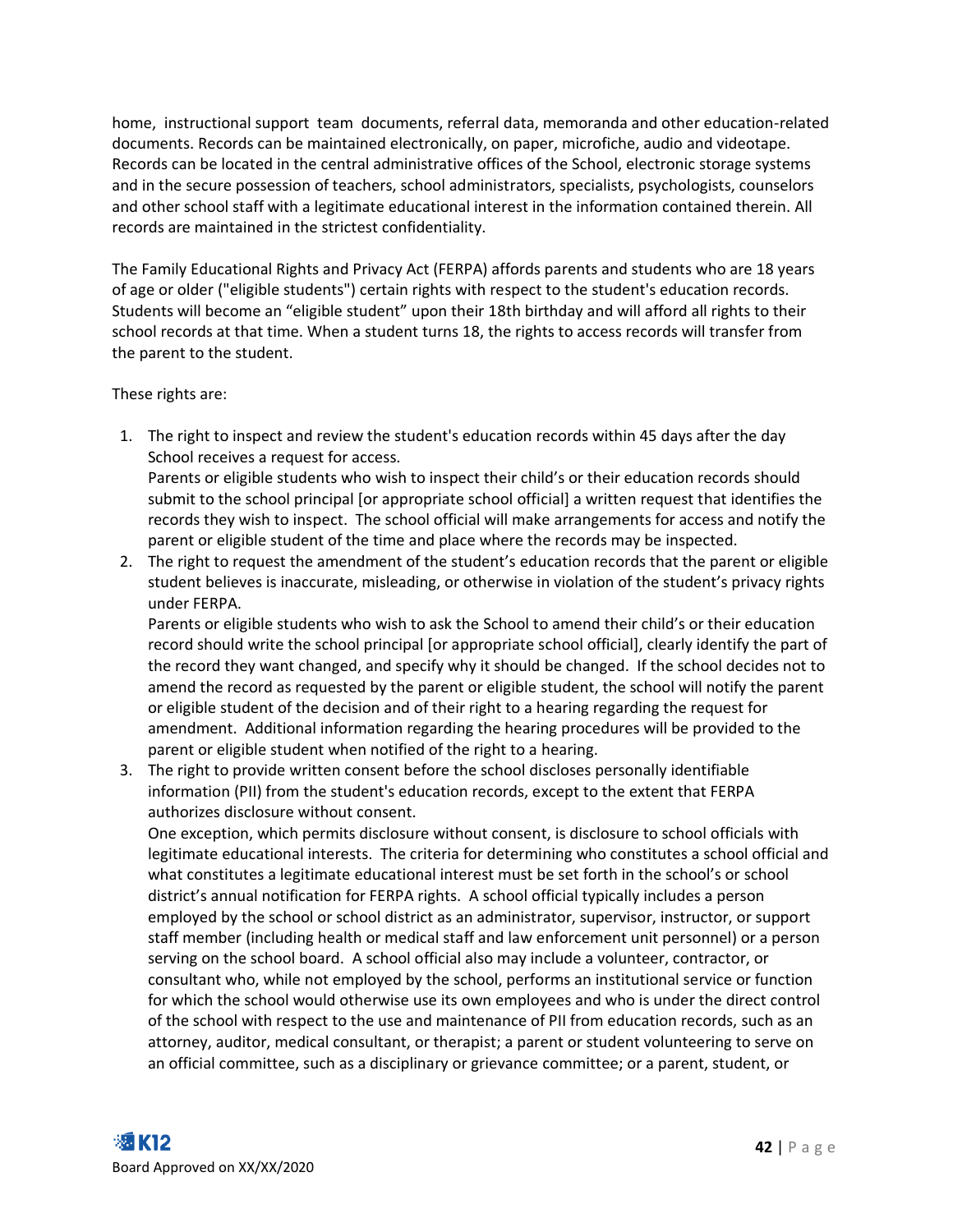home, instructional support team documents, referral data, memoranda and other education-related documents. Records can be maintained electronically, on paper, microfiche, audio and videotape. Records can be located in the central administrative offices of the School, electronic storage systems and in the secure possession of teachers, school administrators, specialists, psychologists, counselors and other school staff with a legitimate educational interest in the information contained therein. All records are maintained in the strictest confidentiality.

The Family Educational Rights and Privacy Act (FERPA) affords parents and students who are 18 years of age or older ("eligible students") certain rights with respect to the student's education records. Students will become an “eligible student” upon their 18th birthday and will afford all rights to their school records at that time. When a student turns 18, the rights to access records will transfer from the parent to the student.

These rights are:

1. The right to inspect and review the student's education records within 45 days after the day School receives a request for access.
   Parents or eligible students who wish to inspect their child’s or their education records should submit to the school principal [or appropriate school official] a written request that identifies the records they wish to inspect. The school official will make arrangements for access and notify the parent or eligible student of the time and place where the records may be inspected.
2. The right to request the amendment of the student’s education records that the parent or eligible student believes is inaccurate, misleading, or otherwise in violation of the student’s privacy rights under FERPA.
   Parents or eligible students who wish to ask the School to amend their child’s or their education record should write the school principal [or appropriate school official], clearly identify the part of the record they want changed, and specify why it should be changed. If the school decides not to amend the record as requested by the parent or eligible student, the school will notify the parent or eligible student of the decision and of their right to a hearing regarding the request for amendment. Additional information regarding the hearing procedures will be provided to the parent or eligible student when notified of the right to a hearing.
3. The right to provide written consent before the school discloses personally identifiable information (PII) from the student's education records, except to the extent that FERPA authorizes disclosure without consent.
   One exception, which permits disclosure without consent, is disclosure to school officials with legitimate educational interests. The criteria for determining who constitutes a school official and what constitutes a legitimate educational interest must be set forth in the school’s or school district’s annual notification for FERPA rights. A school official typically includes a person employed by the school or school district as an administrator, supervisor, instructor, or support staff member (including health or medical staff and law enforcement unit personnel) or a person serving on the school board. A school official also may include a volunteer, contractor, or consultant who, while not employed by the school, performs an institutional service or function for which the school would otherwise use its own employees and who is under the direct control of the school with respect to the use and maintenance of PII from education records, such as an attorney, auditor, medical consultant, or therapist; a parent or student volunteering to serve on an official committee, such as a disciplinary or grievance committee; or a parent, student, or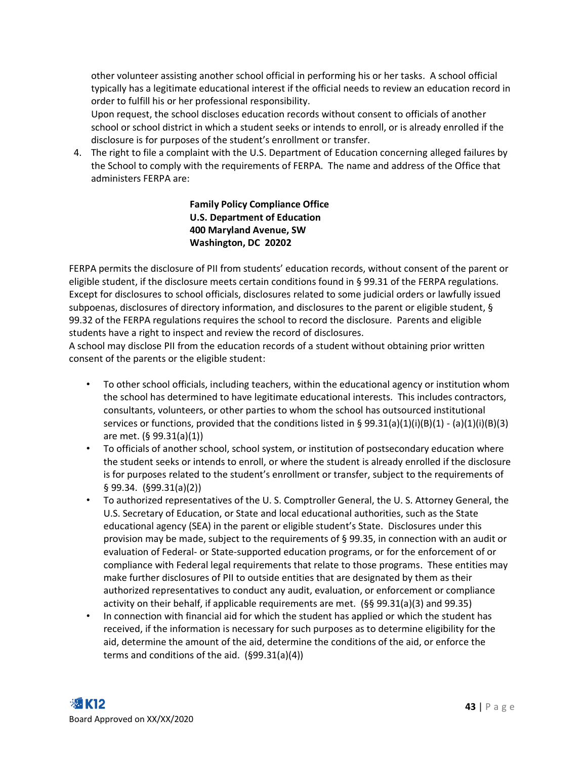other volunteer assisting another school official in performing his or her tasks. A school official typically has a legitimate educational interest if the official needs to review an education record in order to fulfill his or her professional responsibility.
   Upon request, the school discloses education records without consent to officials of another school or school district in which a student seeks or intends to enroll, or is already enrolled if the disclosure is for purposes of the student's enrollment or transfer.

4. The right to file a complaint with the U.S. Department of Education concerning alleged failures by the School to comply with the requirements of FERPA. The name and address of the Office that administers FERPA are:

   **Family Policy Compliance Office**
   **U.S. Department of Education**
   **400 Maryland Avenue, SW**
   **Washington, DC 20202**

FERPA permits the disclosure of PII from students' education records, without consent of the parent or eligible student, if the disclosure meets certain conditions found in § 99.31 of the FERPA regulations. Except for disclosures to school officials, disclosures related to some judicial orders or lawfully issued subpoenas, disclosures of directory information, and disclosures to the parent or eligible student, § 99.32 of the FERPA regulations requires the school to record the disclosure. Parents and eligible students have a right to inspect and review the record of disclosures.
A school may disclose PII from the education records of a student without obtaining prior written consent of the parents or the eligible student:

- To other school officials, including teachers, within the educational agency or institution whom the school has determined to have legitimate educational interests. This includes contractors, consultants, volunteers, or other parties to whom the school has outsourced institutional services or functions, provided that the conditions listed in § 99.31(a)(1)(i)(B)(1) - (a)(1)(i)(B)(3) are met. (§ 99.31(a)(1))
- To officials of another school, school system, or institution of postsecondary education where the student seeks or intends to enroll, or where the student is already enrolled if the disclosure is for purposes related to the student's enrollment or transfer, subject to the requirements of § 99.34. (§99.31(a)(2))
- To authorized representatives of the U. S. Comptroller General, the U. S. Attorney General, the U.S. Secretary of Education, or State and local educational authorities, such as the State educational agency (SEA) in the parent or eligible student's State. Disclosures under this provision may be made, subject to the requirements of § 99.35, in connection with an audit or evaluation of Federal- or State-supported education programs, or for the enforcement of or compliance with Federal legal requirements that relate to those programs. These entities may make further disclosures of PII to outside entities that are designated by them as their authorized representatives to conduct any audit, evaluation, or enforcement or compliance activity on their behalf, if applicable requirements are met. (§§ 99.31(a)(3) and 99.35)
- In connection with financial aid for which the student has applied or which the student has received, if the information is necessary for such purposes as to determine eligibility for the aid, determine the amount of the aid, determine the conditions of the aid, or enforce the terms and conditions of the aid. (§99.31(a)(4))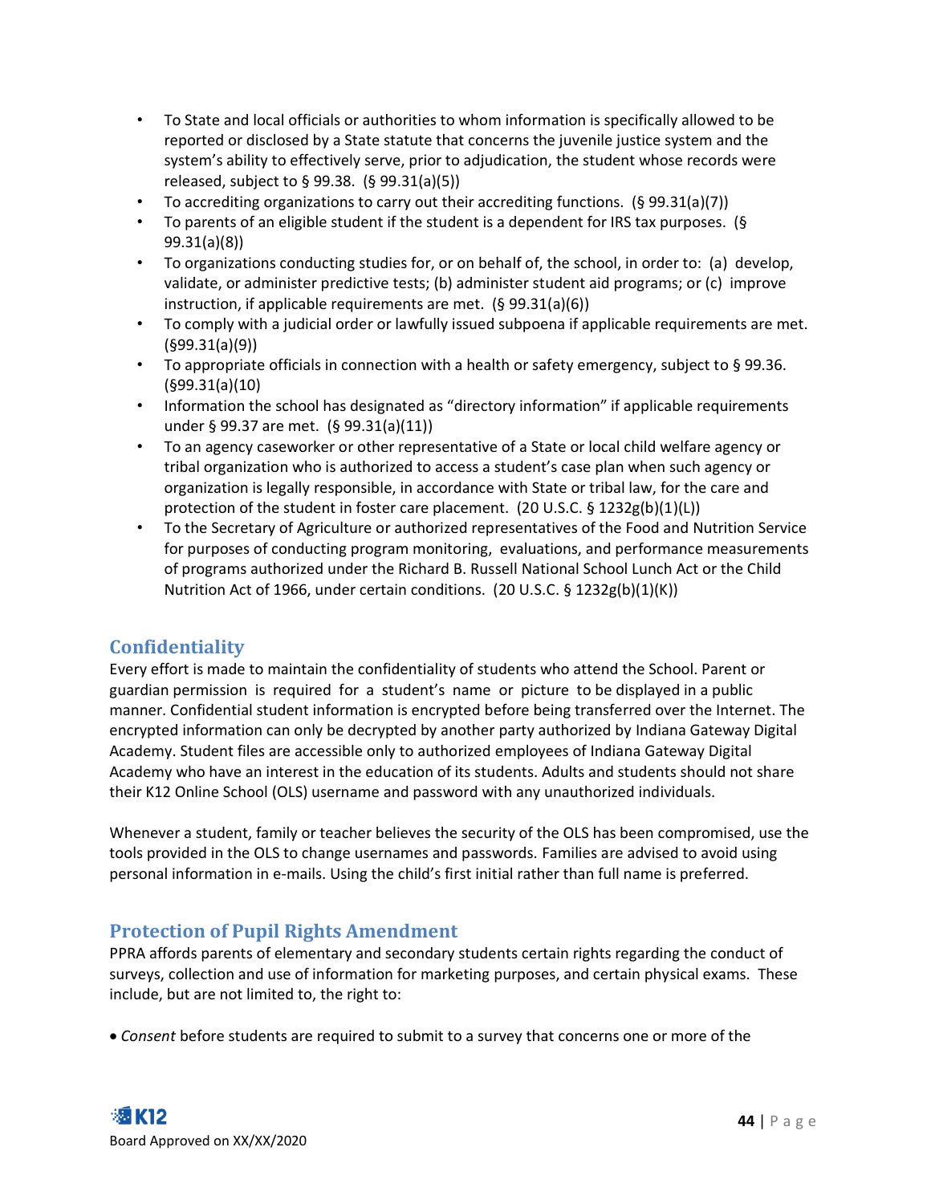- To State and local officials or authorities to whom information is specifically allowed to be reported or disclosed by a State statute that concerns the juvenile justice system and the system's ability to effectively serve, prior to adjudication, the student whose records were released, subject to § 99.38. (§ 99.31(a)(5))
- To accrediting organizations to carry out their accrediting functions. (§ 99.31(a)(7))
- To parents of an eligible student if the student is a dependent for IRS tax purposes. (§ 99.31(a)(8))
- To organizations conducting studies for, or on behalf of, the school, in order to: (a) develop, validate, or administer predictive tests; (b) administer student aid programs; or (c) improve instruction, if applicable requirements are met. (§ 99.31(a)(6))
- To comply with a judicial order or lawfully issued subpoena if applicable requirements are met. (§99.31(a)(9))
- To appropriate officials in connection with a health or safety emergency, subject to § 99.36. (§99.31(a)(10)
- Information the school has designated as "directory information" if applicable requirements under § 99.37 are met. (§ 99.31(a)(11))
- To an agency caseworker or other representative of a State or local child welfare agency or tribal organization who is authorized to access a student's case plan when such agency or organization is legally responsible, in accordance with State or tribal law, for the care and protection of the student in foster care placement. (20 U.S.C. § 1232g(b)(1)(L))
- To the Secretary of Agriculture or authorized representatives of the Food and Nutrition Service for purposes of conducting program monitoring, evaluations, and performance measurements of programs authorized under the Richard B. Russell National School Lunch Act or the Child Nutrition Act of 1966, under certain conditions. (20 U.S.C. § 1232g(b)(1)(K))

## Confidentiality

Every effort is made to maintain the confidentiality of students who attend the School. Parent or guardian permission is required for a student's name or picture to be displayed in a public manner. Confidential student information is encrypted before being transferred over the Internet. The encrypted information can only be decrypted by another party authorized by Indiana Gateway Digital Academy. Student files are accessible only to authorized employees of Indiana Gateway Digital Academy who have an interest in the education of its students. Adults and students should not share their K12 Online School (OLS) username and password with any unauthorized individuals.

Whenever a student, family or teacher believes the security of the OLS has been compromised, use the tools provided in the OLS to change usernames and passwords. Families are advised to avoid using personal information in e-mails. Using the child's first initial rather than full name is preferred.

## Protection of Pupil Rights Amendment

PPRA affords parents of elementary and secondary students certain rights regarding the conduct of surveys, collection and use of information for marketing purposes, and certain physical exams. These include, but are not limited to, the right to:

- *Consent* before students are required to submit to a survey that concerns one or more of the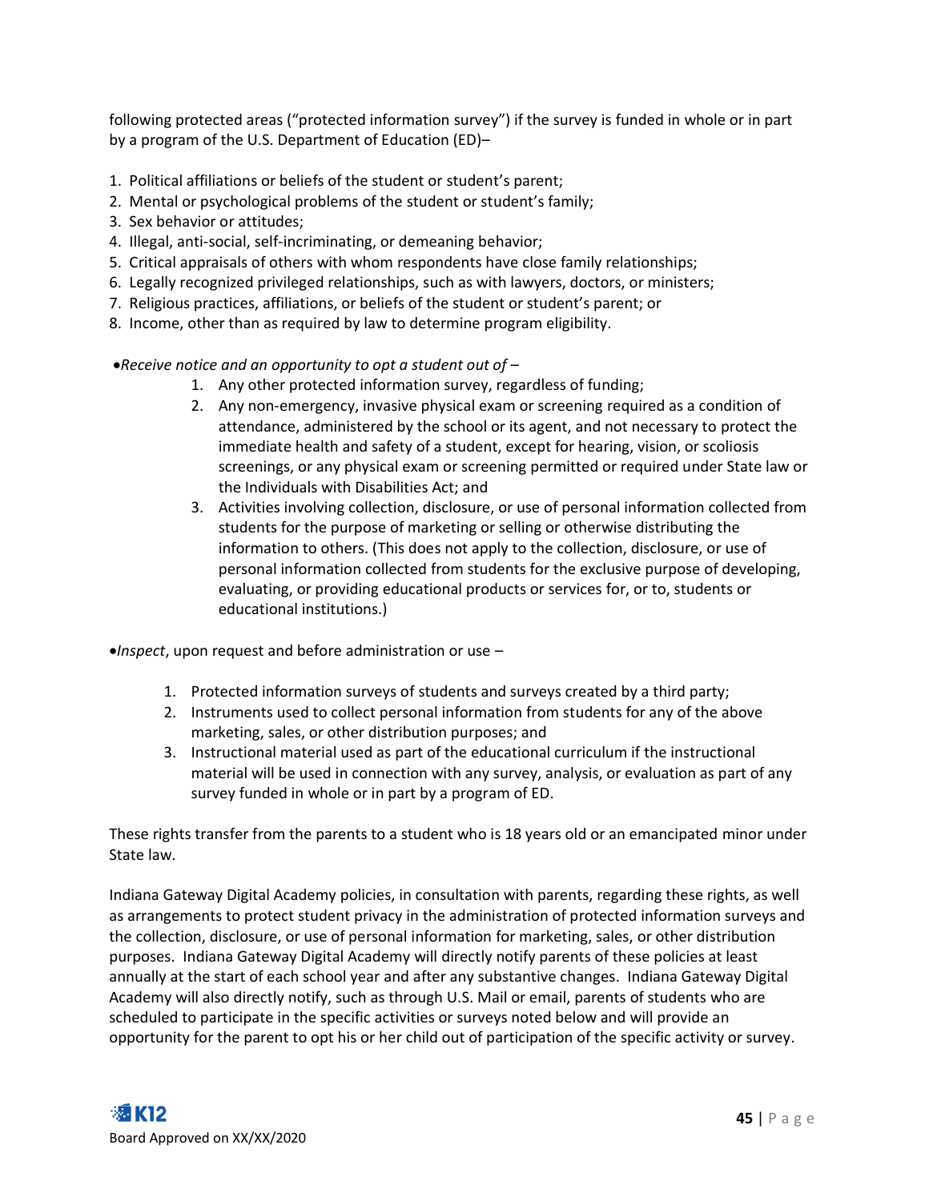following protected areas ("protected information survey") if the survey is funded in whole or in part by a program of the U.S. Department of Education (ED)–

1. Political affiliations or beliefs of the student or student's parent;
2. Mental or psychological problems of the student or student's family;
3. Sex behavior or attitudes;
4. Illegal, anti-social, self-incriminating, or demeaning behavior;
5. Critical appraisals of others with whom respondents have close family relationships;
6. Legally recognized privileged relationships, such as with lawyers, doctors, or ministers;
7. Religious practices, affiliations, or beliefs of the student or student's parent; or
8. Income, other than as required by law to determine program eligibility.

•*Receive notice and an opportunity to opt a student out of* –

1. Any other protected information survey, regardless of funding;
2. Any non-emergency, invasive physical exam or screening required as a condition of attendance, administered by the school or its agent, and not necessary to protect the immediate health and safety of a student, except for hearing, vision, or scoliosis screenings, or any physical exam or screening permitted or required under State law or the Individuals with Disabilities Act; and
3. Activities involving collection, disclosure, or use of personal information collected from students for the purpose of marketing or selling or otherwise distributing the information to others. (This does not apply to the collection, disclosure, or use of personal information collected from students for the exclusive purpose of developing, evaluating, or providing educational products or services for, or to, students or educational institutions.)

•*Inspect*, upon request and before administration or use –

1. Protected information surveys of students and surveys created by a third party;
2. Instruments used to collect personal information from students for any of the above marketing, sales, or other distribution purposes; and
3. Instructional material used as part of the educational curriculum if the instructional material will be used in connection with any survey, analysis, or evaluation as part of any survey funded in whole or in part by a program of ED.

These rights transfer from the parents to a student who is 18 years old or an emancipated minor under State law.

Indiana Gateway Digital Academy policies, in consultation with parents, regarding these rights, as well as arrangements to protect student privacy in the administration of protected information surveys and the collection, disclosure, or use of personal information for marketing, sales, or other distribution purposes. Indiana Gateway Digital Academy will directly notify parents of these policies at least annually at the start of each school year and after any substantive changes. Indiana Gateway Digital Academy will also directly notify, such as through U.S. Mail or email, parents of students who are scheduled to participate in the specific activities or surveys noted below and will provide an opportunity for the parent to opt his or her child out of participation of the specific activity or survey.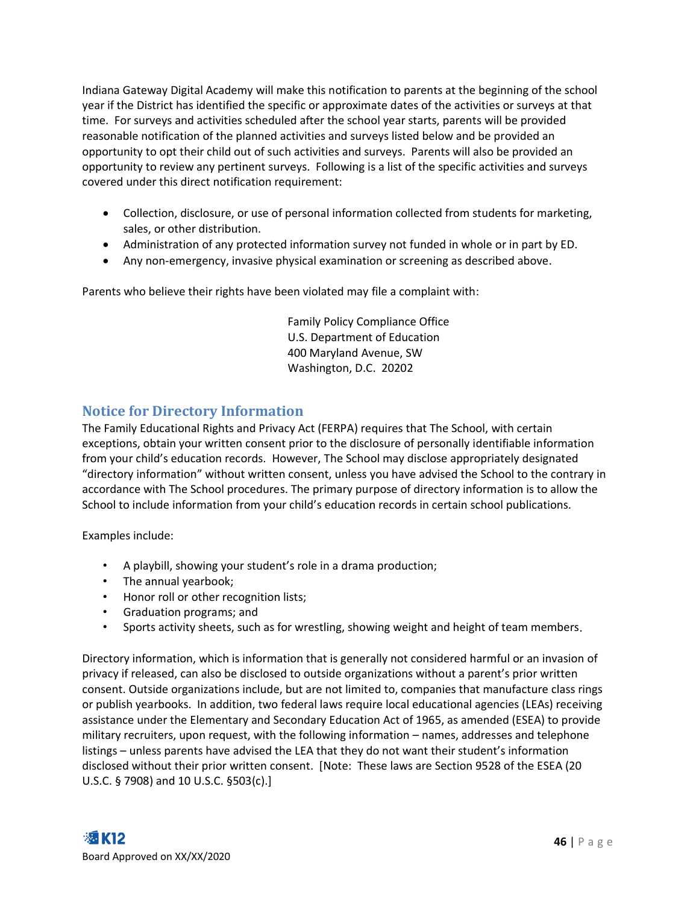Indiana Gateway Digital Academy will make this notification to parents at the beginning of the school year if the District has identified the specific or approximate dates of the activities or surveys at that time. For surveys and activities scheduled after the school year starts, parents will be provided reasonable notification of the planned activities and surveys listed below and be provided an opportunity to opt their child out of such activities and surveys. Parents will also be provided an opportunity to review any pertinent surveys. Following is a list of the specific activities and surveys covered under this direct notification requirement:

- Collection, disclosure, or use of personal information collected from students for marketing, sales, or other distribution.
- Administration of any protected information survey not funded in whole or in part by ED.
- Any non-emergency, invasive physical examination or screening as described above.

Parents who believe their rights have been violated may file a complaint with:

Family Policy Compliance Office
U.S. Department of Education
400 Maryland Avenue, SW
Washington, D.C. 20202

## Notice for Directory Information

The Family Educational Rights and Privacy Act (FERPA) requires that The School, with certain exceptions, obtain your written consent prior to the disclosure of personally identifiable information from your child's education records. However, The School may disclose appropriately designated "directory information" without written consent, unless you have advised the School to the contrary in accordance with The School procedures. The primary purpose of directory information is to allow the School to include information from your child's education records in certain school publications.

Examples include:

- A playbill, showing your student's role in a drama production;
- The annual yearbook;
- Honor roll or other recognition lists;
- Graduation programs; and
- Sports activity sheets, such as for wrestling, showing weight and height of team members.

Directory information, which is information that is generally not considered harmful or an invasion of privacy if released, can also be disclosed to outside organizations without a parent's prior written consent. Outside organizations include, but are not limited to, companies that manufacture class rings or publish yearbooks. In addition, two federal laws require local educational agencies (LEAs) receiving assistance under the Elementary and Secondary Education Act of 1965, as amended (ESEA) to provide military recruiters, upon request, with the following information – names, addresses and telephone listings – unless parents have advised the LEA that they do not want their student's information disclosed without their prior written consent. [Note: These laws are Section 9528 of the ESEA (20 U.S.C. § 7908) and 10 U.S.C. §503(c).]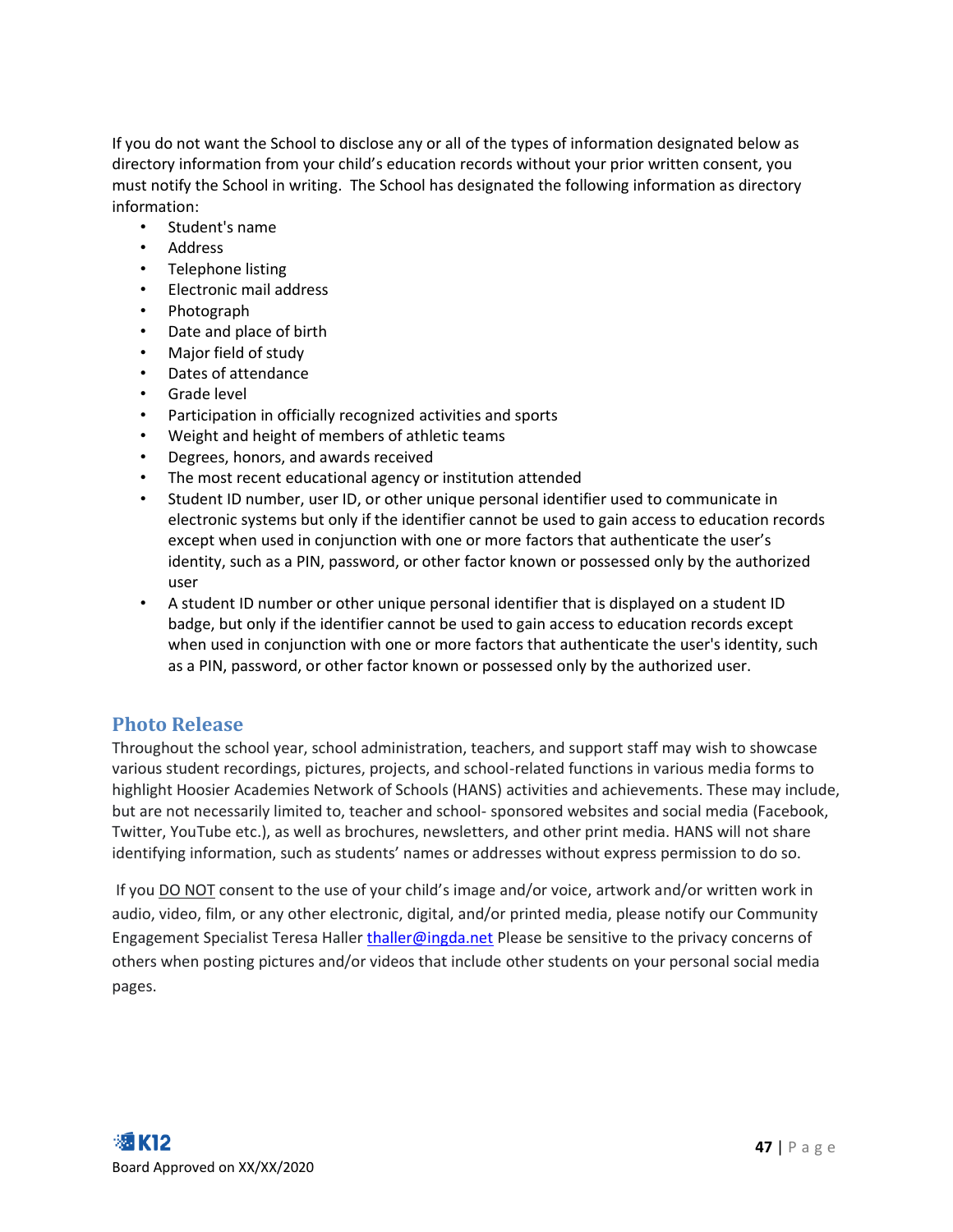If you do not want the School to disclose any or all of the types of information designated below as directory information from your child's education records without your prior written consent, you must notify the School in writing. The School has designated the following information as directory information:

- Student's name
- Address
- Telephone listing
- Electronic mail address
- Photograph
- Date and place of birth
- Major field of study
- Dates of attendance
- Grade level
- Participation in officially recognized activities and sports
- Weight and height of members of athletic teams
- Degrees, honors, and awards received
- The most recent educational agency or institution attended
- Student ID number, user ID, or other unique personal identifier used to communicate in electronic systems but only if the identifier cannot be used to gain access to education records except when used in conjunction with one or more factors that authenticate the user's identity, such as a PIN, password, or other factor known or possessed only by the authorized user
- A student ID number or other unique personal identifier that is displayed on a student ID badge, but only if the identifier cannot be used to gain access to education records except when used in conjunction with one or more factors that authenticate the user's identity, such as a PIN, password, or other factor known or possessed only by the authorized user.

## Photo Release

Throughout the school year, school administration, teachers, and support staff may wish to showcase various student recordings, pictures, projects, and school-related functions in various media forms to highlight Hoosier Academies Network of Schools (HANS) activities and achievements. These may include, but are not necessarily limited to, teacher and school- sponsored websites and social media (Facebook, Twitter, YouTube etc.), as well as brochures, newsletters, and other print media. HANS will not share identifying information, such as students' names or addresses without express permission to do so.

If you <u>DO NOT</u> consent to the use of your child's image and/or voice, artwork and/or written work in audio, video, film, or any other electronic, digital, and/or printed media, please notify our Community Engagement Specialist Teresa Haller [thaller@ingda.net](mailto:thaller@ingda.net) Please be sensitive to the privacy concerns of others when posting pictures and/or videos that include other students on your personal social media pages.

Board Approved on XX/XX/2020